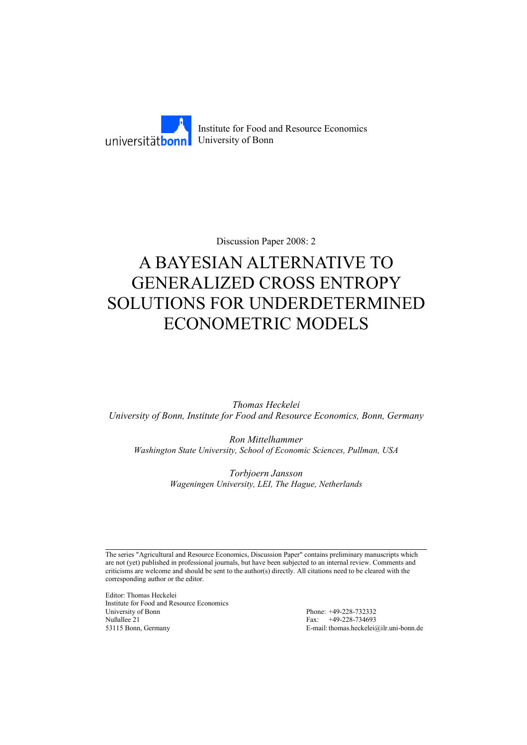universität**bonn** Institute for Food and Resource Economics
University of Bonn

Discussion Paper 2008: 2

# A BAYESIAN ALTERNATIVE TO GENERALIZED CROSS ENTROPY SOLUTIONS FOR UNDERDETERMINED ECONOMETRIC MODELS

*Thomas Heckelei*
*University of Bonn, Institute for Food and Resource Economics, Bonn, Germany*

*Ron Mittelhammer*
*Washington State University, School of Economic Sciences, Pullman, USA*

*Torbjoern Jansson*
*Wageningen University, LEI, The Hague, Netherlands*

---

The series "Agricultural and Resource Economics, Discussion Paper" contains preliminary manuscripts which are not (yet) published in professional journals, but have been subjected to an internal review. Comments and criticisms are welcome and should be sent to the author(s) directly. All citations need to be cleared with the corresponding author or the editor.

Editor: Thomas Heckelei
Institute for Food and Resource Economics
University of Bonn
Nußallee 21
53115 Bonn, Germany

Phone: +49-228-732332
Fax: +49-228-734693
E-mail: thomas.heckelei@ilr.uni-bonn.de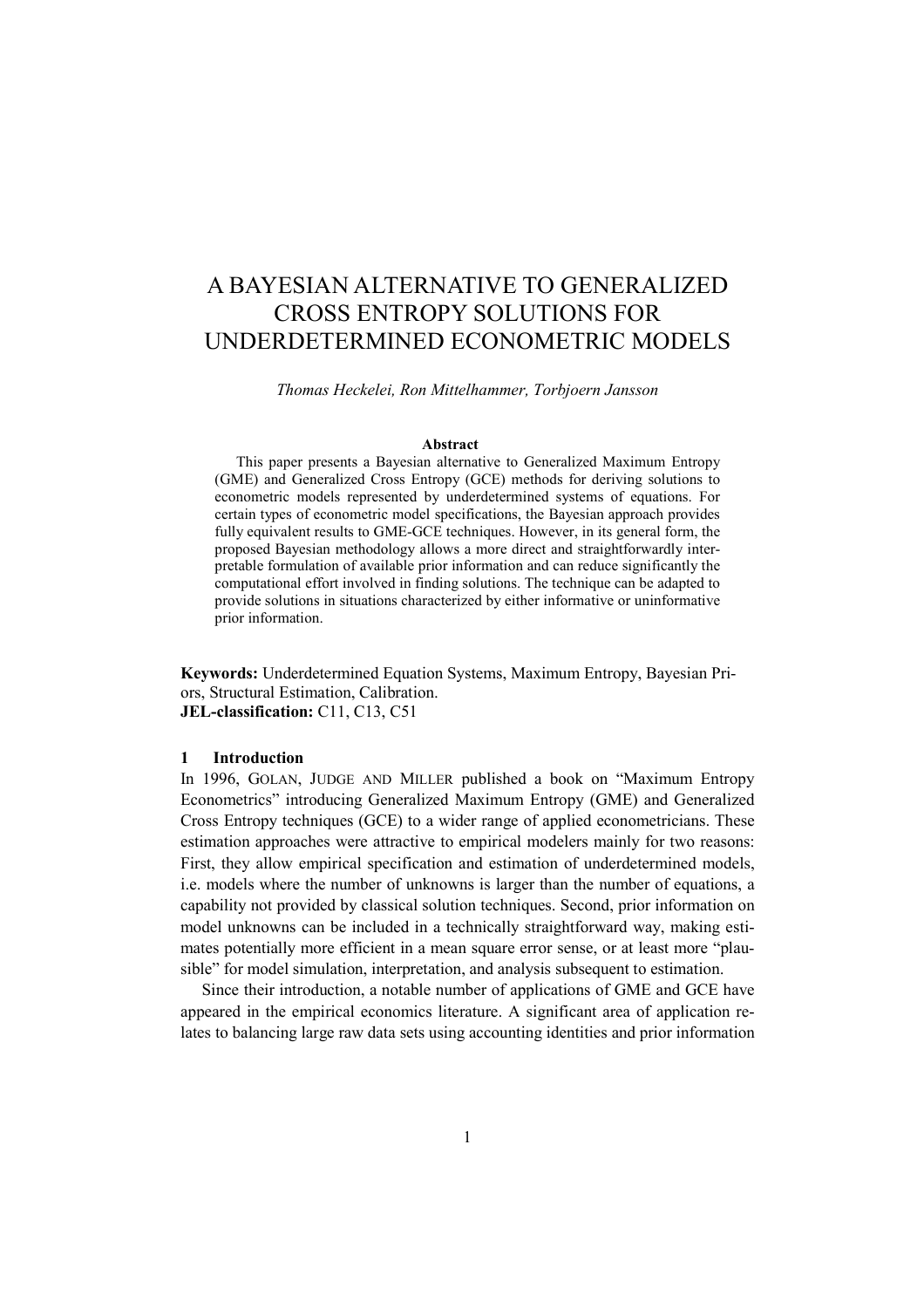# A BAYESIAN ALTERNATIVE TO GENERALIZED CROSS ENTROPY SOLUTIONS FOR UNDERDETERMINED ECONOMETRIC MODELS

*Thomas Heckelei, Ron Mittelhammer, Torbjoern Jansson*

**Abstract**

This paper presents a Bayesian alternative to Generalized Maximum Entropy (GME) and Generalized Cross Entropy (GCE) methods for deriving solutions to econometric models represented by underdetermined systems of equations. For certain types of econometric model specifications, the Bayesian approach provides fully equivalent results to GME-GCE techniques. However, in its general form, the proposed Bayesian methodology allows a more direct and straightforwardly interpretable formulation of available prior information and can reduce significantly the computational effort involved in finding solutions. The technique can be adapted to provide solutions in situations characterized by either informative or uninformative prior information.

**Keywords:** Underdetermined Equation Systems, Maximum Entropy, Bayesian Priors, Structural Estimation, Calibration.
**JEL-classification:** C11, C13, C51

## 1 Introduction

In 1996, GOLAN, JUDGE AND MILLER published a book on "Maximum Entropy Econometrics" introducing Generalized Maximum Entropy (GME) and Generalized Cross Entropy techniques (GCE) to a wider range of applied econometricians. These estimation approaches were attractive to empirical modelers mainly for two reasons: First, they allow empirical specification and estimation of underdetermined models, i.e. models where the number of unknowns is larger than the number of equations, a capability not provided by classical solution techniques. Second, prior information on model unknowns can be included in a technically straightforward way, making estimates potentially more efficient in a mean square error sense, or at least more "plausible" for model simulation, interpretation, and analysis subsequent to estimation.

Since their introduction, a notable number of applications of GME and GCE have appeared in the empirical economics literature. A significant area of application relates to balancing large raw data sets using accounting identities and prior information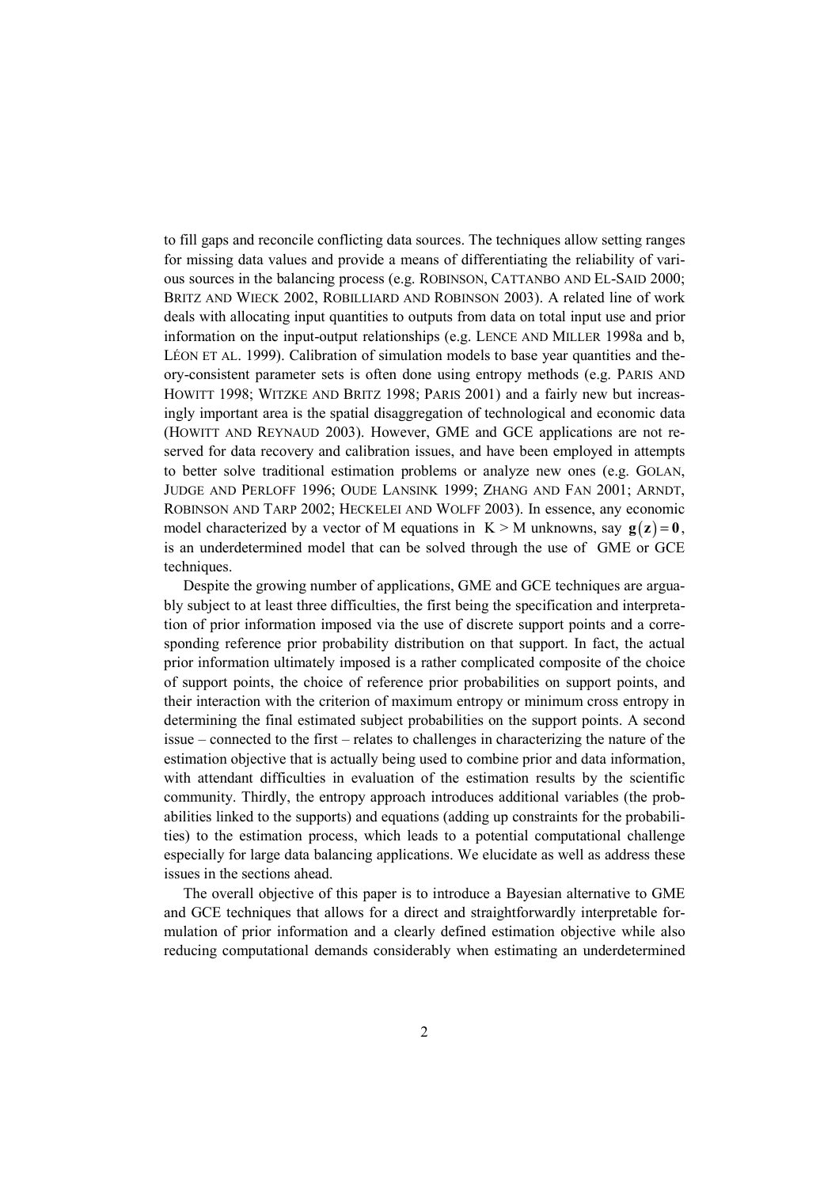to fill gaps and reconcile conflicting data sources. The techniques allow setting ranges for missing data values and provide a means of differentiating the reliability of various sources in the balancing process (e.g. ROBINSON, CATTANBO AND EL-SAID 2000; BRITZ AND WIECK 2002, ROBILLIARD AND ROBINSON 2003). A related line of work deals with allocating input quantities to outputs from data on total input use and prior information on the input-output relationships (e.g. LENCE AND MILLER 1998a and b, LÉON ET AL. 1999). Calibration of simulation models to base year quantities and theory-consistent parameter sets is often done using entropy methods (e.g. PARIS AND HOWITT 1998; WITZKE AND BRITZ 1998; PARIS 2001) and a fairly new but increasingly important area is the spatial disaggregation of technological and economic data (HOWITT AND REYNAUD 2003). However, GME and GCE applications are not reserved for data recovery and calibration issues, and have been employed in attempts to better solve traditional estimation problems or analyze new ones (e.g. GOLAN, JUDGE AND PERLOFF 1996; OUDE LANSINK 1999; ZHANG AND FAN 2001; ARNDT, ROBINSON AND TARP 2002; HECKELEI AND WOLFF 2003). In essence, any economic model characterized by a vector of M equations in $K > M$ unknowns, say $\mathbf{g}(\mathbf{z}) = \mathbf{0}$, is an underdetermined model that can be solved through the use of GME or GCE techniques.

Despite the growing number of applications, GME and GCE techniques are arguably subject to at least three difficulties, the first being the specification and interpretation of prior information imposed via the use of discrete support points and a corresponding reference prior probability distribution on that support. In fact, the actual prior information ultimately imposed is a rather complicated composite of the choice of support points, the choice of reference prior probabilities on support points, and their interaction with the criterion of maximum entropy or minimum cross entropy in determining the final estimated subject probabilities on the support points. A second issue – connected to the first – relates to challenges in characterizing the nature of the estimation objective that is actually being used to combine prior and data information, with attendant difficulties in evaluation of the estimation results by the scientific community. Thirdly, the entropy approach introduces additional variables (the probabilities linked to the supports) and equations (adding up constraints for the probabilities) to the estimation process, which leads to a potential computational challenge especially for large data balancing applications. We elucidate as well as address these issues in the sections ahead.

The overall objective of this paper is to introduce a Bayesian alternative to GME and GCE techniques that allows for a direct and straightforwardly interpretable formulation of prior information and a clearly defined estimation objective while also reducing computational demands considerably when estimating an underdetermined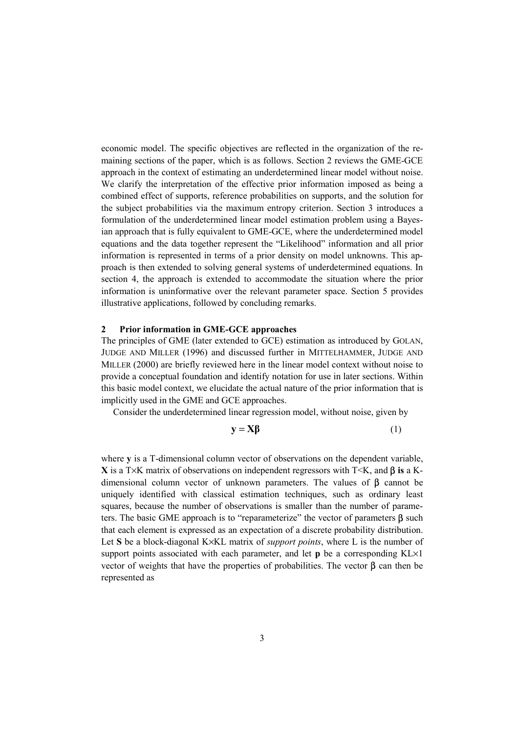economic model. The specific objectives are reflected in the organization of the remaining sections of the paper, which is as follows. Section 2 reviews the GME-GCE approach in the context of estimating an underdetermined linear model without noise. We clarify the interpretation of the effective prior information imposed as being a combined effect of supports, reference probabilities on supports, and the solution for the subject probabilities via the maximum entropy criterion. Section 3 introduces a formulation of the underdetermined linear model estimation problem using a Bayesian approach that is fully equivalent to GME-GCE, where the underdetermined model equations and the data together represent the "Likelihood" information and all prior information is represented in terms of a prior density on model unknowns. This approach is then extended to solving general systems of underdetermined equations. In section 4, the approach is extended to accommodate the situation where the prior information is uninformative over the relevant parameter space. Section 5 provides illustrative applications, followed by concluding remarks.

## 2 Prior information in GME-GCE approaches

The principles of GME (later extended to GCE) estimation as introduced by GOLAN, JUDGE AND MILLER (1996) and discussed further in MITTELHAMMER, JUDGE AND MILLER (2000) are briefly reviewed here in the linear model context without noise to provide a conceptual foundation and identify notation for use in later sections. Within this basic model context, we elucidate the actual nature of the prior information that is implicitly used in the GME and GCE approaches.

Consider the underdetermined linear regression model, without noise, given by

$$\mathbf{y} = \mathbf{X}\boldsymbol{\beta} \tag{1}$$

where $\mathbf{y}$ is a T-dimensional column vector of observations on the dependent variable, $\mathbf{X}$ is a $T \times K$ matrix of observations on independent regressors with $T<K$, and $\boldsymbol{\beta}$ **is** a K-dimensional column vector of unknown parameters. The values of $\boldsymbol{\beta}$ cannot be uniquely identified with classical estimation techniques, such as ordinary least squares, because the number of observations is smaller than the number of parameters. The basic GME approach is to "reparameterize" the vector of parameters $\boldsymbol{\beta}$ such that each element is expressed as an expectation of a discrete probability distribution. Let $\mathbf{S}$ be a block-diagonal $K \times KL$ matrix of *support points*, where L is the number of support points associated with each parameter, and let $\mathbf{p}$ be a corresponding $KL \times 1$ vector of weights that have the properties of probabilities. The vector $\boldsymbol{\beta}$ can then be represented as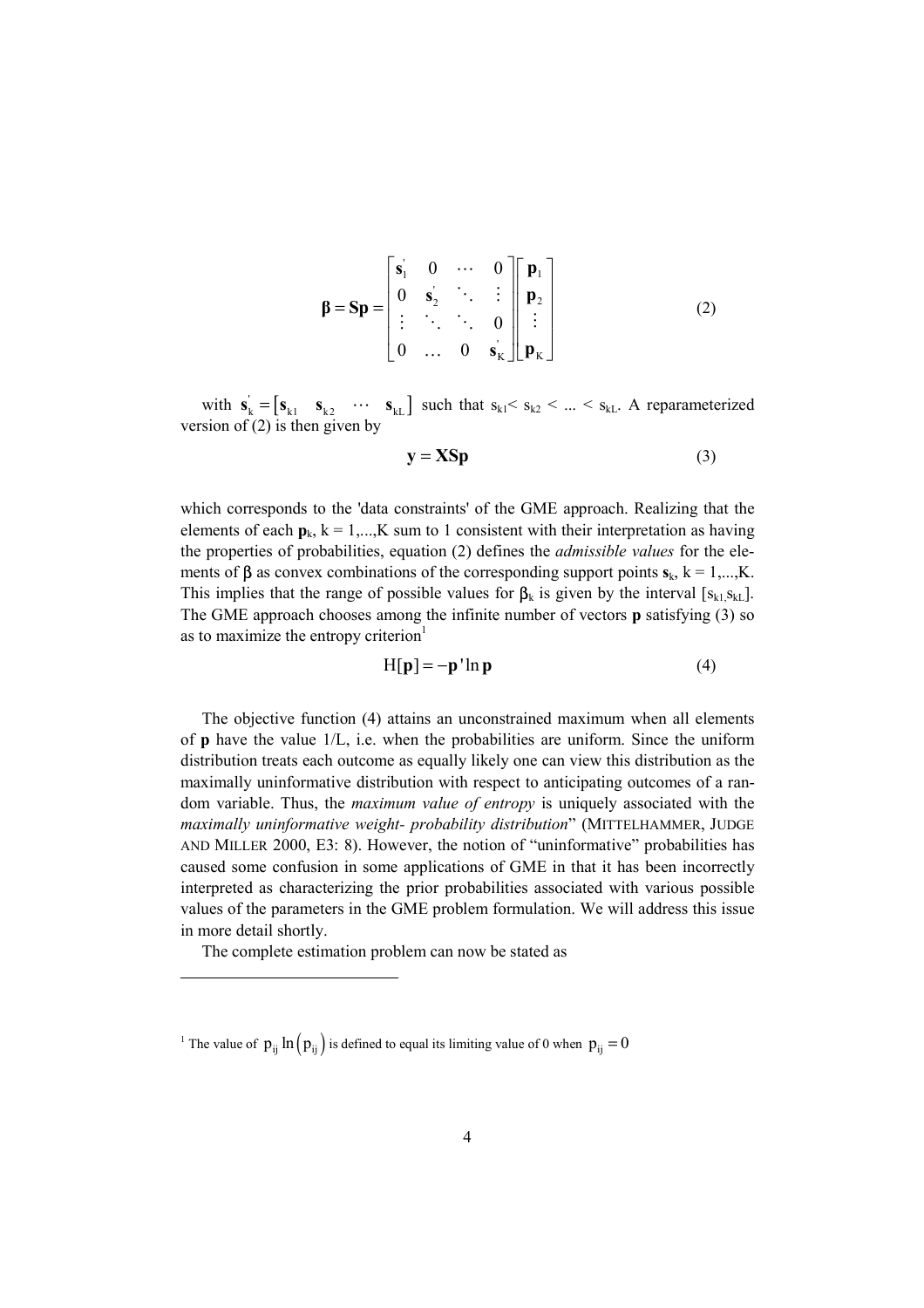$$\boldsymbol{\beta} = \mathbf{S}\mathbf{p} = \begin{bmatrix} \mathbf{s}_1^{'} & 0 & \cdots & 0 \\ 0 & \mathbf{s}_2^{'} & \ddots & \vdots \\ \vdots & \ddots & \ddots & 0 \\ 0 & \dots & 0 & \mathbf{s}_K^{'} \end{bmatrix} \begin{bmatrix} \mathbf{p}_1 \\ \mathbf{p}_2 \\ \vdots \\ \mathbf{p}_K \end{bmatrix} \tag{2}$$

with $\mathbf{s}_k^{'} = \begin{bmatrix} \mathbf{s}_{k1} & \mathbf{s}_{k2} & \cdots & \mathbf{s}_{kL} \end{bmatrix}$ such that $s_{k1} < s_{k2} < ... < s_{kL}$. A reparameterized version of (2) is then given by

$$\mathbf{y} = \mathbf{XSp} \tag{3}$$

which corresponds to the 'data constraints' of the GME approach. Realizing that the elements of each $\mathbf{p}_k$, k = 1,...,K sum to 1 consistent with their interpretation as having the properties of probabilities, equation (2) defines the *admissible values* for the elements of $\boldsymbol{\beta}$ as convex combinations of the corresponding support points $\mathbf{s}_k$, k = 1,...,K. This implies that the range of possible values for $\beta_k$ is given by the interval $[s_{k1,} s_{kL}]$. The GME approach chooses among the infinite number of vectors $\mathbf{p}$ satisfying (3) so as to maximize the entropy criterion[1]

$$\mathrm{H}[\mathbf{p}] = -\mathbf{p}' \ln \mathbf{p} \tag{4}$$

The objective function (4) attains an unconstrained maximum when all elements of $\mathbf{p}$ have the value 1/L, i.e. when the probabilities are uniform. Since the uniform distribution treats each outcome as equally likely one can view this distribution as the maximally uninformative distribution with respect to anticipating outcomes of a random variable. Thus, the *maximum value of entropy* is uniquely associated with the *maximally uninformative weight- probability distribution*" (MITTELHAMMER, JUDGE AND MILLER 2000, E3: 8). However, the notion of "uninformative" probabilities has caused some confusion in some applications of GME in that it has been incorrectly interpreted as characterizing the prior probabilities associated with various possible values of the parameters in the GME problem formulation. We will address this issue in more detail shortly.

The complete estimation problem can now be stated as

---

[1] The value of $p_{ij} \ln\left(p_{ij}\right)$ is defined to equal its limiting value of 0 when $p_{ij} = 0$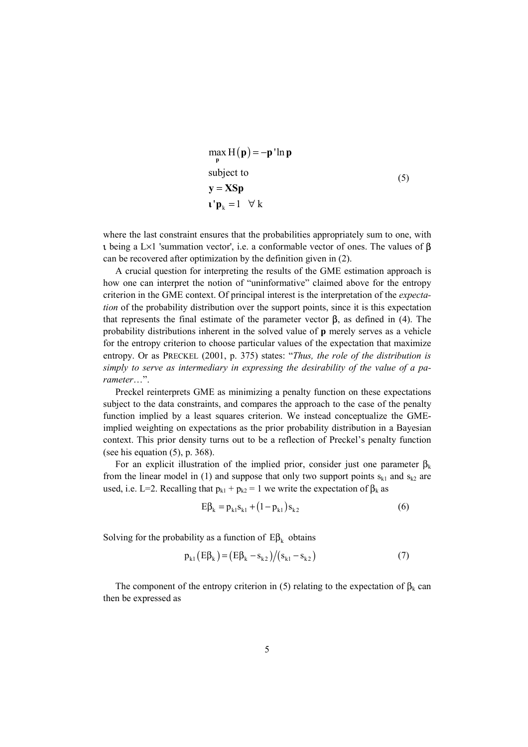$$
\begin{aligned}
&\max_{\mathbf{p}} \mathrm{H}(\mathbf{p}) = -\mathbf{p}'\ln \mathbf{p} \\
&\text{subject to} \\
&\mathbf{y} = \mathbf{XSp} \\
&\boldsymbol{\iota}'\mathbf{p}_k = 1 \quad \forall\, k
\end{aligned}
\tag{5}
$$

where the last constraint ensures that the probabilities appropriately sum to one, with $\iota$ being a $L\times 1$ 'summation vector', i.e. a conformable vector of ones. The values of $\beta$ can be recovered after optimization by the definition given in (2).

A crucial question for interpreting the results of the GME estimation approach is how one can interpret the notion of "uninformative" claimed above for the entropy criterion in the GME context. Of principal interest is the interpretation of the *expectation* of the probability distribution over the support points, since it is this expectation that represents the final estimate of the parameter vector $\beta$, as defined in (4). The probability distributions inherent in the solved value of **p** merely serves as a vehicle for the entropy criterion to choose particular values of the expectation that maximize entropy. Or as PRECKEL (2001, p. 375) states: "*Thus, the role of the distribution is simply to serve as intermediary in expressing the desirability of the value of a parameter*…".

Preckel reinterprets GME as minimizing a penalty function on these expectations subject to the data constraints, and compares the approach to the case of the penalty function implied by a least squares criterion. We instead conceptualize the GME-implied weighting on expectations as the prior probability distribution in a Bayesian context. This prior density turns out to be a reflection of Preckel's penalty function (see his equation (5), p. 368).

For an explicit illustration of the implied prior, consider just one parameter $\beta_k$ from the linear model in (1) and suppose that only two support points $s_{k1}$ and $s_{k2}$ are used, i.e. L=2. Recalling that $p_{k1} + p_{k2} = 1$ we write the expectation of $\beta_k$ as

$$
\mathrm{E}\beta_k = p_{k1}s_{k1} + (1 - p_{k1})s_{k2} \tag{6}
$$

Solving for the probability as a function of $\mathrm{E}\beta_k$ obtains

$$
p_{k1}(\mathrm{E}\beta_k) = (\mathrm{E}\beta_k - s_{k2})/(s_{k1} - s_{k2}) \tag{7}
$$

The component of the entropy criterion in (5) relating to the expectation of $\beta_k$ can then be expressed as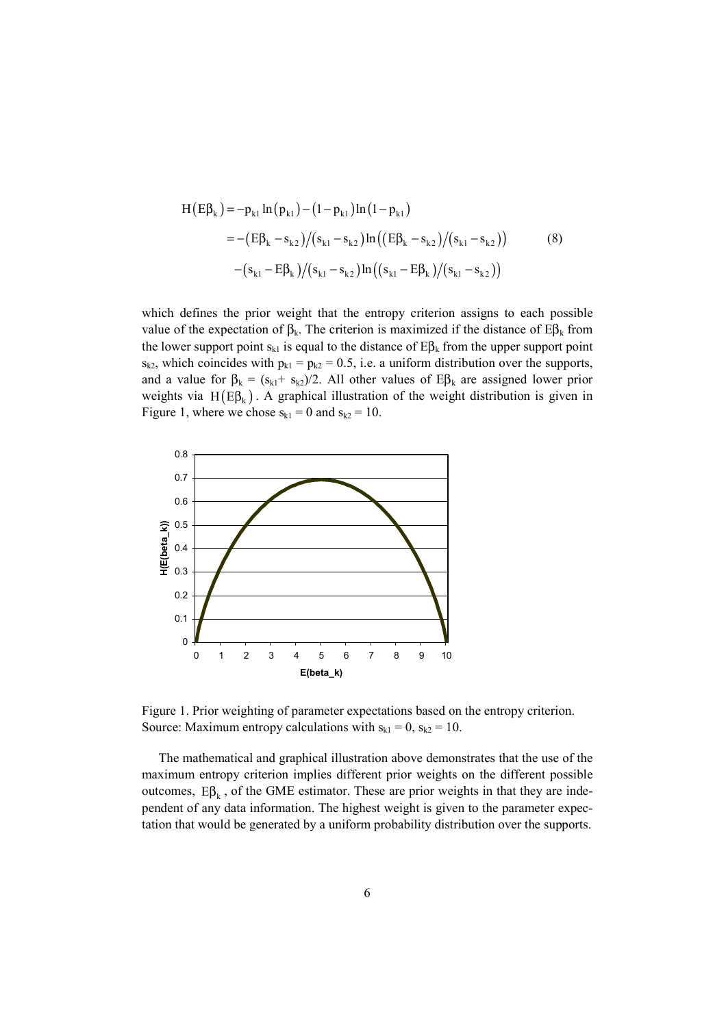$$
\begin{aligned}
H\left(E\beta_k\right) &= -p_{k1}\ln\left(p_{k1}\right)-\left(1-p_{k1}\right)\ln\left(1-p_{k1}\right) \\
&= -\left(E\beta_k - s_{k2}\right)/\left(s_{k1}-s_{k2}\right)\ln\left(\left(E\beta_k - s_{k2}\right)/\left(s_{k1}-s_{k2}\right)\right) \\
&\quad -\left(s_{k1}-E\beta_k\right)/\left(s_{k1}-s_{k2}\right)\ln\left(\left(s_{k1}-E\beta_k\right)/\left(s_{k1}-s_{k2}\right)\right)
\end{aligned} \tag{8}
$$

which defines the prior weight that the entropy criterion assigns to each possible value of the expectation of $\beta_k$. The criterion is maximized if the distance of $E\beta_k$ from the lower support point $s_{k1}$ is equal to the distance of $E\beta_k$ from the upper support point $s_{k2}$, which coincides with $p_{k1} = p_{k2} = 0.5$, i.e. a uniform distribution over the supports, and a value for $\beta_k = (s_{k1} + s_{k2})/2$. All other values of $E\beta_k$ are assigned lower prior weights via $H\left(E\beta_k\right)$. A graphical illustration of the weight distribution is given in Figure 1, where we chose $s_{k1} = 0$ and $s_{k2} = 10$.

Figure 1. Prior weighting of parameter expectations based on the entropy criterion. Source: Maximum entropy calculations with $s_{k1} = 0$, $s_{k2} = 10$.

The mathematical and graphical illustration above demonstrates that the use of the maximum entropy criterion implies different prior weights on the different possible outcomes, $E\beta_k$, of the GME estimator. These are prior weights in that they are independent of any data information. The highest weight is given to the parameter expectation that would be generated by a uniform probability distribution over the supports.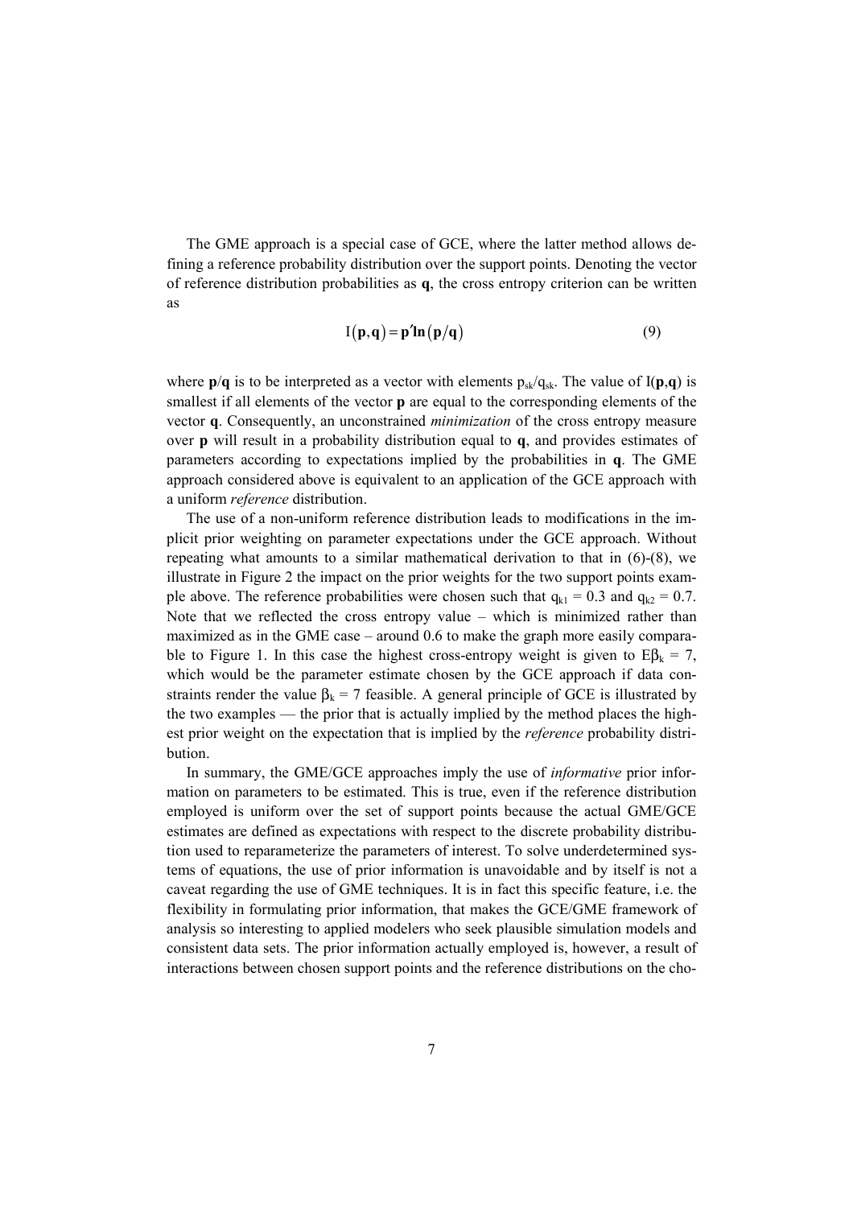The GME approach is a special case of GCE, where the latter method allows defining a reference probability distribution over the support points. Denoting the vector of reference distribution probabilities as $\mathbf{q}$, the cross entropy criterion can be written as

$$\mathrm{I}(\mathbf{p},\mathbf{q}) = \mathbf{p}'\mathbf{ln}(\mathbf{p}/\mathbf{q}) \tag{9}$$

where $\mathbf{p}/\mathbf{q}$ is to be interpreted as a vector with elements $p_{sk}/q_{sk}$. The value of $\mathrm{I}(\mathbf{p},\mathbf{q})$ is smallest if all elements of the vector $\mathbf{p}$ are equal to the corresponding elements of the vector $\mathbf{q}$. Consequently, an unconstrained *minimization* of the cross entropy measure over $\mathbf{p}$ will result in a probability distribution equal to $\mathbf{q}$, and provides estimates of parameters according to expectations implied by the probabilities in $\mathbf{q}$. The GME approach considered above is equivalent to an application of the GCE approach with a uniform *reference* distribution.

The use of a non-uniform reference distribution leads to modifications in the implicit prior weighting on parameter expectations under the GCE approach. Without repeating what amounts to a similar mathematical derivation to that in (6)-(8), we illustrate in Figure 2 the impact on the prior weights for the two support points example above. The reference probabilities were chosen such that $q_{k1} = 0.3$ and $q_{k2} = 0.7$. Note that we reflected the cross entropy value – which is minimized rather than maximized as in the GME case – around 0.6 to make the graph more easily comparable to Figure 1. In this case the highest cross-entropy weight is given to $E\beta_k = 7$, which would be the parameter estimate chosen by the GCE approach if data constraints render the value $\beta_k = 7$ feasible. A general principle of GCE is illustrated by the two examples — the prior that is actually implied by the method places the highest prior weight on the expectation that is implied by the *reference* probability distribution.

In summary, the GME/GCE approaches imply the use of *informative* prior information on parameters to be estimated. This is true, even if the reference distribution employed is uniform over the set of support points because the actual GME/GCE estimates are defined as expectations with respect to the discrete probability distribution used to reparameterize the parameters of interest. To solve underdetermined systems of equations, the use of prior information is unavoidable and by itself is not a caveat regarding the use of GME techniques. It is in fact this specific feature, i.e. the flexibility in formulating prior information, that makes the GCE/GME framework of analysis so interesting to applied modelers who seek plausible simulation models and consistent data sets. The prior information actually employed is, however, a result of interactions between chosen support points and the reference distributions on the cho-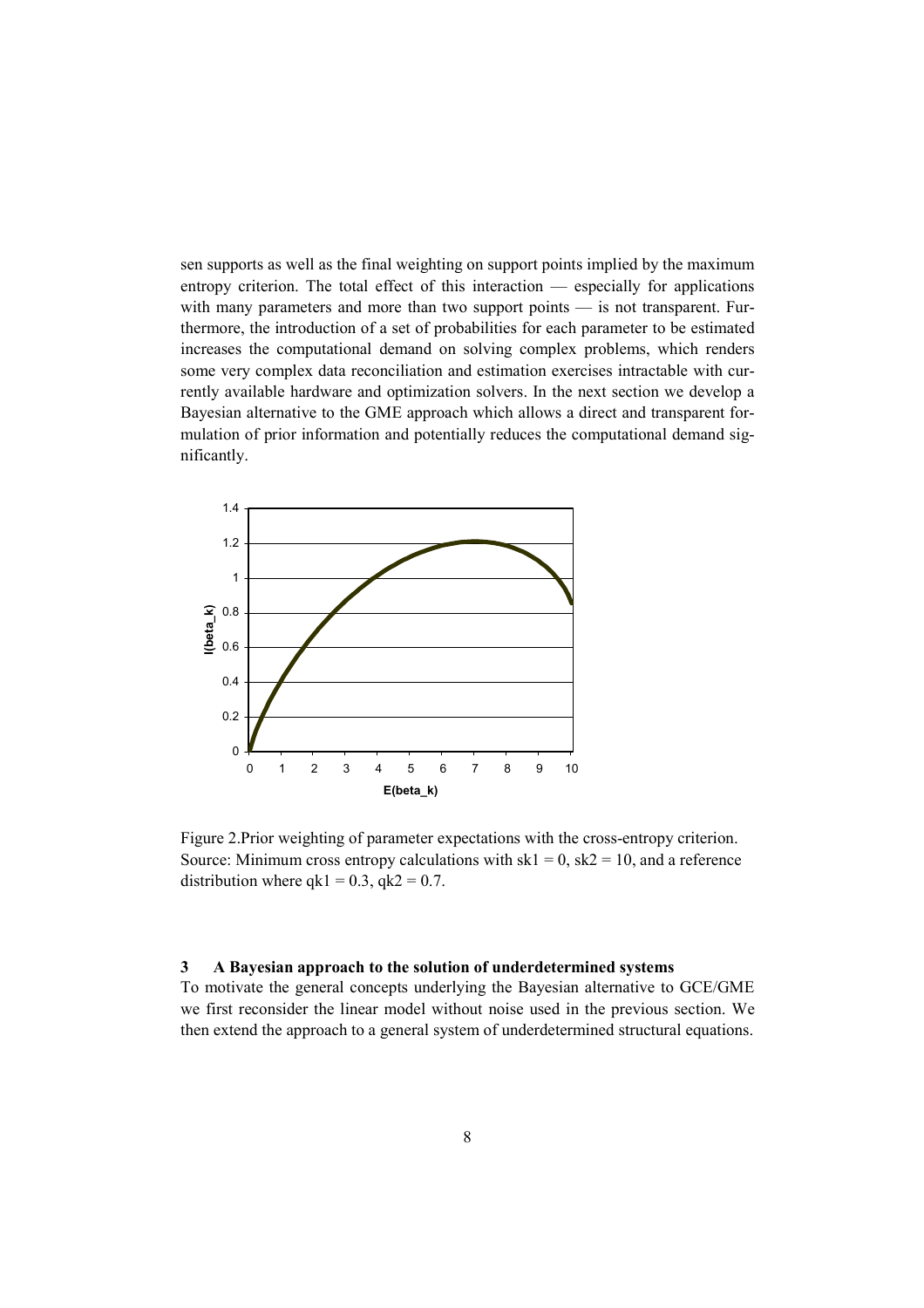sen supports as well as the final weighting on support points implied by the maximum entropy criterion. The total effect of this interaction — especially for applications with many parameters and more than two support points — is not transparent. Furthermore, the introduction of a set of probabilities for each parameter to be estimated increases the computational demand on solving complex problems, which renders some very complex data reconciliation and estimation exercises intractable with currently available hardware and optimization solvers. In the next section we develop a Bayesian alternative to the GME approach which allows a direct and transparent formulation of prior information and potentially reduces the computational demand significantly.

Figure 2. Prior weighting of parameter expectations with the cross-entropy criterion. Source: Minimum cross entropy calculations with $sk1 = 0$, $sk2 = 10$, and a reference distribution where $qk1 = 0.3$, $qk2 = 0.7$.

## 3 A Bayesian approach to the solution of underdetermined systems

To motivate the general concepts underlying the Bayesian alternative to GCE/GME we first reconsider the linear model without noise used in the previous section. We then extend the approach to a general system of underdetermined structural equations.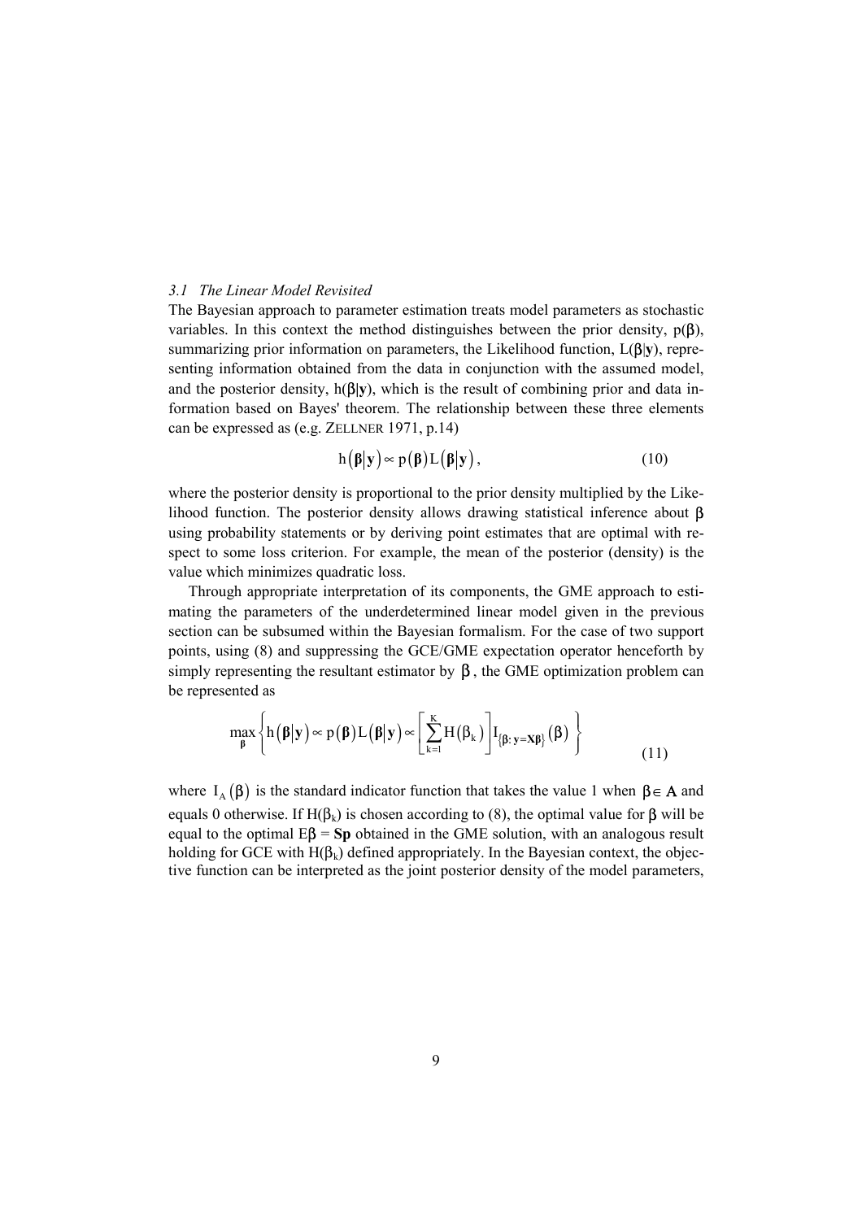### *3.1 The Linear Model Revisited*

The Bayesian approach to parameter estimation treats model parameters as stochastic variables. In this context the method distinguishes between the prior density, $p(\boldsymbol{\beta})$, summarizing prior information on parameters, the Likelihood function, $L(\boldsymbol{\beta}|\mathbf{y})$, representing information obtained from the data in conjunction with the assumed model, and the posterior density, $h(\boldsymbol{\beta}|\mathbf{y})$, which is the result of combining prior and data information based on Bayes' theorem. The relationship between these three elements can be expressed as (e.g. ZELLNER 1971, p.14)

$$h(\boldsymbol{\beta}|\mathbf{y}) \propto p(\boldsymbol{\beta}) L(\boldsymbol{\beta}|\mathbf{y}), \tag{10}$$

where the posterior density is proportional to the prior density multiplied by the Likelihood function. The posterior density allows drawing statistical inference about $\boldsymbol{\beta}$ using probability statements or by deriving point estimates that are optimal with respect to some loss criterion. For example, the mean of the posterior (density) is the value which minimizes quadratic loss.

Through appropriate interpretation of its components, the GME approach to estimating the parameters of the underdetermined linear model given in the previous section can be subsumed within the Bayesian formalism. For the case of two support points, using (8) and suppressing the GCE/GME expectation operator henceforth by simply representing the resultant estimator by $\boldsymbol{\beta}$, the GME optimization problem can be represented as

$$\max_{\boldsymbol{\beta}} \left\{ h(\boldsymbol{\beta}|\mathbf{y}) \propto p(\boldsymbol{\beta}) L(\boldsymbol{\beta}|\mathbf{y}) \propto \left[ \sum_{k=1}^{K} H(\beta_k) \right] I_{\{\boldsymbol{\beta}:\, \mathbf{y}=\mathbf{X}\boldsymbol{\beta}\}}(\boldsymbol{\beta}) \right\} \tag{11}$$

where $I_A(\boldsymbol{\beta})$ is the standard indicator function that takes the value 1 when $\boldsymbol{\beta} \in A$ and equals 0 otherwise. If $H(\beta_k)$ is chosen according to (8), the optimal value for $\boldsymbol{\beta}$ will be equal to the optimal $E\boldsymbol{\beta} = \mathbf{Sp}$ obtained in the GME solution, with an analogous result holding for GCE with $H(\beta_k)$ defined appropriately. In the Bayesian context, the objective function can be interpreted as the joint posterior density of the model parameters,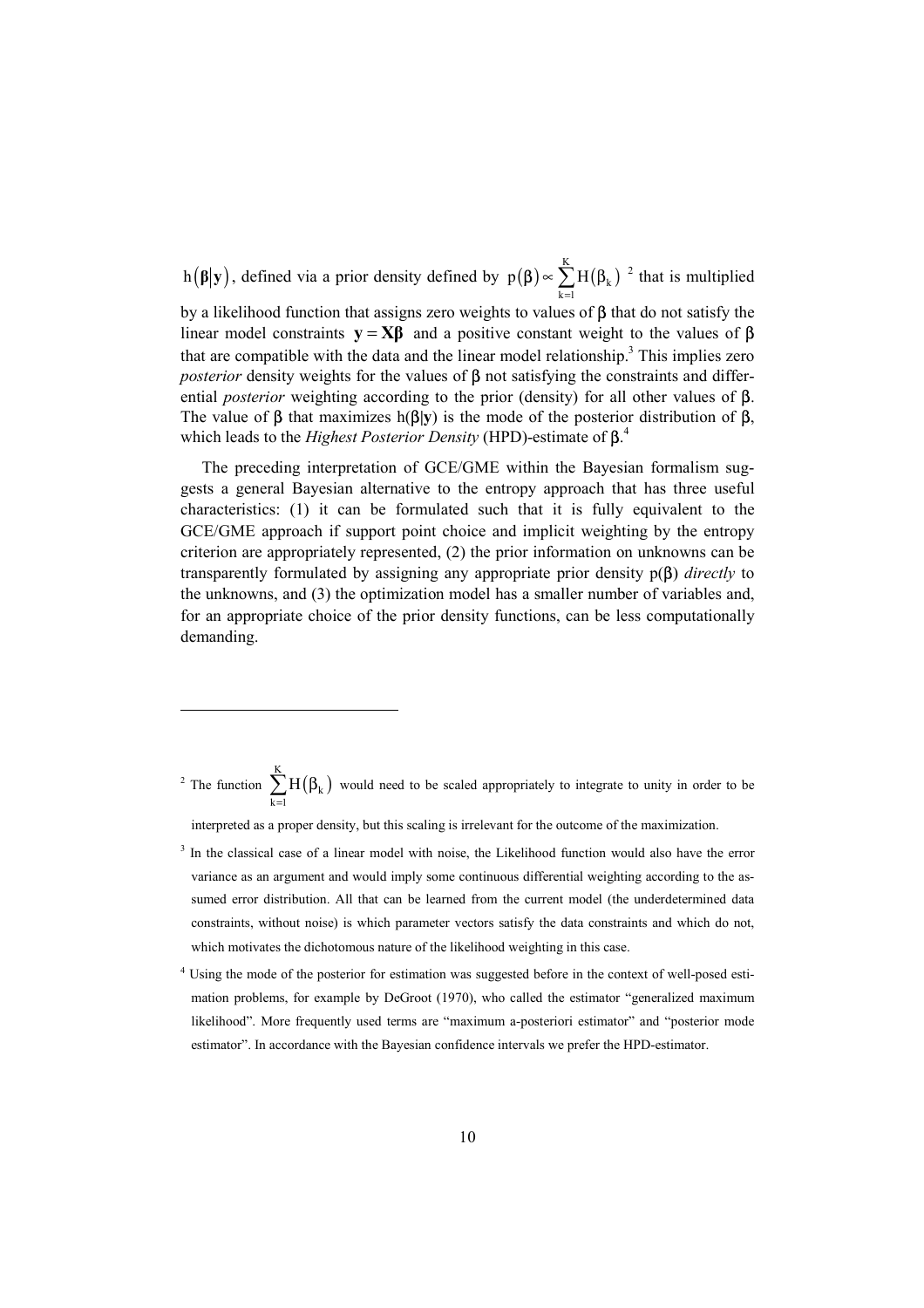$h(\boldsymbol{\beta}|\mathbf{y})$, defined via a prior density defined by $p(\beta) \propto \sum_{k=1}^{K} H(\beta_k)$ [2] that is multiplied by a likelihood function that assigns zero weights to values of $\beta$ that do not satisfy the linear model constraints $\mathbf{y} = \mathbf{X}\boldsymbol{\beta}$ and a positive constant weight to the values of $\beta$ that are compatible with the data and the linear model relationship.[3] This implies zero *posterior* density weights for the values of $\beta$ not satisfying the constraints and differential *posterior* weighting according to the prior (density) for all other values of $\beta$. The value of $\beta$ that maximizes $h(\beta|\mathbf{y})$ is the mode of the posterior distribution of $\beta$, which leads to the *Highest Posterior Density* (HPD)-estimate of $\beta$.[4]

The preceding interpretation of GCE/GME within the Bayesian formalism suggests a general Bayesian alternative to the entropy approach that has three useful characteristics: (1) it can be formulated such that it is fully equivalent to the GCE/GME approach if support point choice and implicit weighting by the entropy criterion are appropriately represented, (2) the prior information on unknowns can be transparently formulated by assigning any appropriate prior density $p(\beta)$ *directly* to the unknowns, and (3) the optimization model has a smaller number of variables and, for an appropriate choice of the prior density functions, can be less computationally demanding.

---

[2] The function $\sum_{k=1}^{K} H(\beta_k)$ would need to be scaled appropriately to integrate to unity in order to be interpreted as a proper density, but this scaling is irrelevant for the outcome of the maximization.

[3] In the classical case of a linear model with noise, the Likelihood function would also have the error variance as an argument and would imply some continuous differential weighting according to the assumed error distribution. All that can be learned from the current model (the underdetermined data constraints, without noise) is which parameter vectors satisfy the data constraints and which do not, which motivates the dichotomous nature of the likelihood weighting in this case.

[4] Using the mode of the posterior for estimation was suggested before in the context of well-posed estimation problems, for example by DeGroot (1970), who called the estimator "generalized maximum likelihood". More frequently used terms are "maximum a-posteriori estimator" and "posterior mode estimator". In accordance with the Bayesian confidence intervals we prefer the HPD-estimator.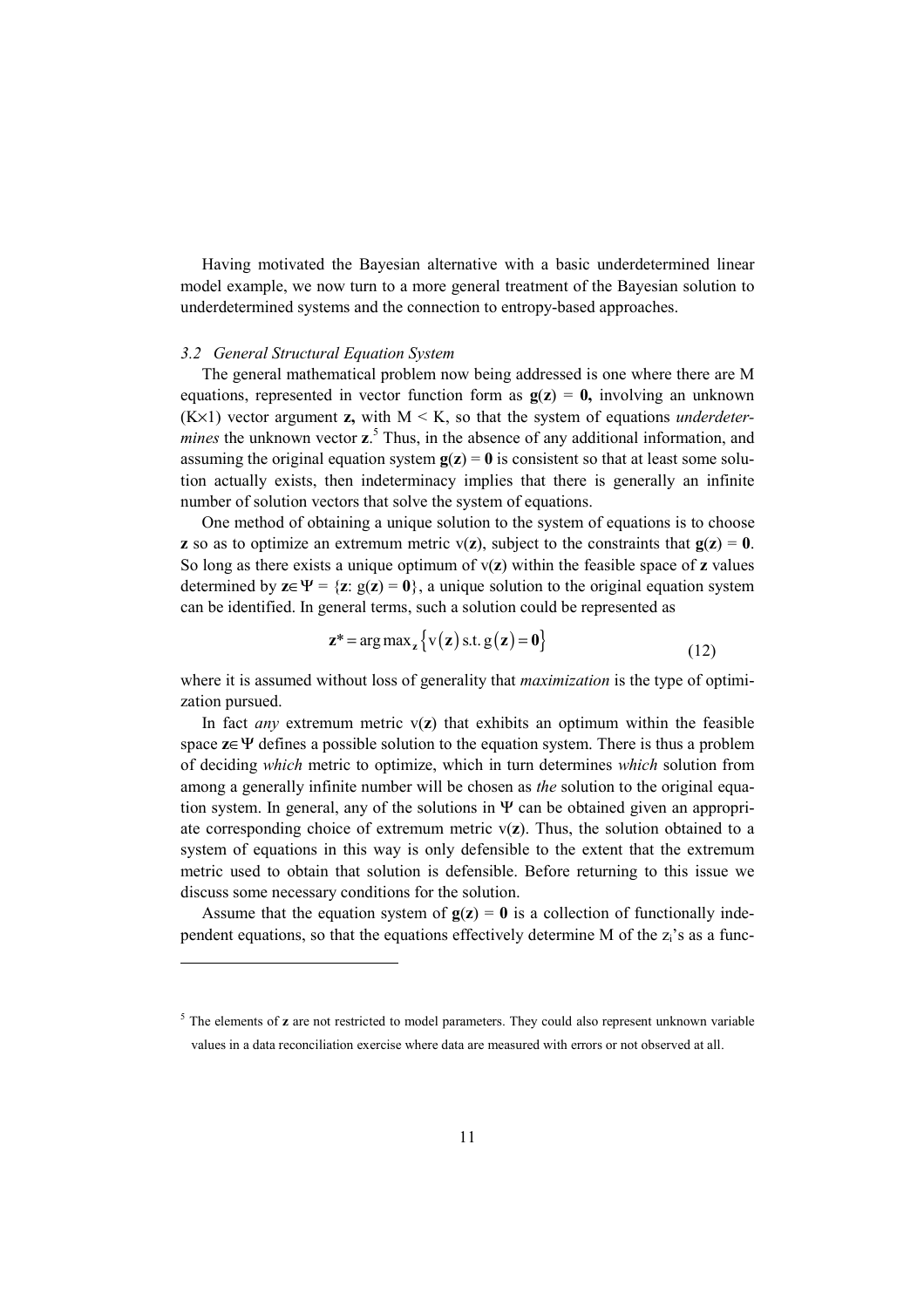Having motivated the Bayesian alternative with a basic underdetermined linear model example, we now turn to a more general treatment of the Bayesian solution to underdetermined systems and the connection to entropy-based approaches.

### *3.2 General Structural Equation System*

The general mathematical problem now being addressed is one where there are M equations, represented in vector function form as $\mathbf{g}(\mathbf{z}) = \mathbf{0}$, involving an unknown $(K\times 1)$ vector argument $\mathbf{z}$, with $M < K$, so that the system of equations *underdetermines* the unknown vector $\mathbf{z}$.[5] Thus, in the absence of any additional information, and assuming the original equation system $\mathbf{g}(\mathbf{z}) = \mathbf{0}$ is consistent so that at least some solution actually exists, then indeterminacy implies that there is generally an infinite number of solution vectors that solve the system of equations.

One method of obtaining a unique solution to the system of equations is to choose $\mathbf{z}$ so as to optimize an extremum metric $\mathrm{v}(\mathbf{z})$, subject to the constraints that $\mathbf{g}(\mathbf{z}) = \mathbf{0}$. So long as there exists a unique optimum of $\mathrm{v}(\mathbf{z})$ within the feasible space of $\mathbf{z}$ values determined by $\mathbf{z}\in\boldsymbol{\Psi} = \{\mathbf{z}\text{: } \mathrm{g}(\mathbf{z}) = \mathbf{0}\}$, a unique solution to the original equation system can be identified. In general terms, such a solution could be represented as

$$\mathbf{z}^* = \arg\max_{z}\left\{\mathrm{v}(\mathbf{z})\text{ s.t. }\mathrm{g}(\mathbf{z}) = \mathbf{0}\right\} \tag{12}$$

where it is assumed without loss of generality that *maximization* is the type of optimization pursued.

In fact *any* extremum metric $\mathrm{v}(\mathbf{z})$ that exhibits an optimum within the feasible space $\mathbf{z}\in\boldsymbol{\Psi}$ defines a possible solution to the equation system. There is thus a problem of deciding *which* metric to optimize, which in turn determines *which* solution from among a generally infinite number will be chosen as *the* solution to the original equation system. In general, any of the solutions in $\boldsymbol{\Psi}$ can be obtained given an appropriate corresponding choice of extremum metric $\mathrm{v}(\mathbf{z})$. Thus, the solution obtained to a system of equations in this way is only defensible to the extent that the extremum metric used to obtain that solution is defensible. Before returning to this issue we discuss some necessary conditions for the solution.

Assume that the equation system of $\mathbf{g}(\mathbf{z}) = \mathbf{0}$ is a collection of functionally independent equations, so that the equations effectively determine M of the $z_i$'s as a func-

[5] The elements of $\mathbf{z}$ are not restricted to model parameters. They could also represent unknown variable values in a data reconciliation exercise where data are measured with errors or not observed at all.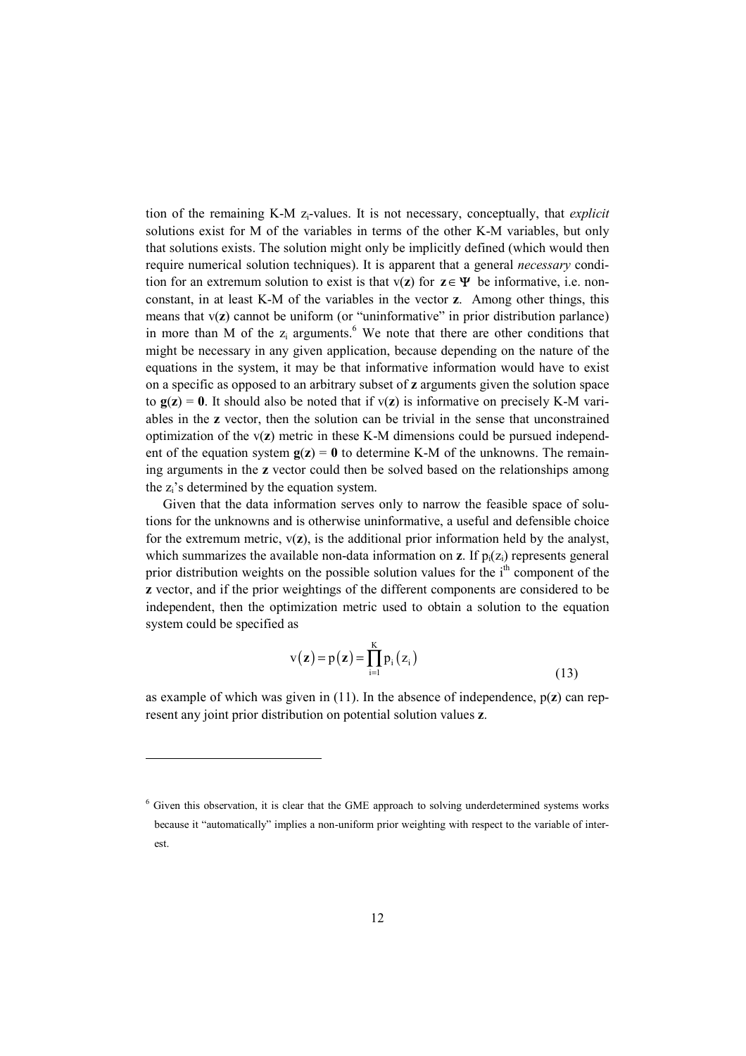tion of the remaining K-M $z_i$-values. It is not necessary, conceptually, that *explicit* solutions exist for M of the variables in terms of the other K-M variables, but only that solutions exists. The solution might only be implicitly defined (which would then require numerical solution techniques). It is apparent that a general *necessary* condition for an extremum solution to exist is that $v(\mathbf{z})$ for $\mathbf{z} \in \mathbf{\Psi}$ be informative, i.e. non-constant, in at least K-M of the variables in the vector **z**. Among other things, this means that $v(\mathbf{z})$ cannot be uniform (or "uninformative" in prior distribution parlance) in more than M of the $z_i$ arguments.[6] We note that there are other conditions that might be necessary in any given application, because depending on the nature of the equations in the system, it may be that informative information would have to exist on a specific as opposed to an arbitrary subset of **z** arguments given the solution space to $\mathbf{g}(\mathbf{z}) = \mathbf{0}$. It should also be noted that if $v(\mathbf{z})$ is informative on precisely K-M variables in the **z** vector, then the solution can be trivial in the sense that unconstrained optimization of the $v(\mathbf{z})$ metric in these K-M dimensions could be pursued independent of the equation system $\mathbf{g}(\mathbf{z}) = \mathbf{0}$ to determine K-M of the unknowns. The remaining arguments in the **z** vector could then be solved based on the relationships among the $z_i$'s determined by the equation system.

Given that the data information serves only to narrow the feasible space of solutions for the unknowns and is otherwise uninformative, a useful and defensible choice for the extremum metric, $v(\mathbf{z})$, is the additional prior information held by the analyst, which summarizes the available non-data information on **z**. If $p_i(z_i)$ represents general prior distribution weights on the possible solution values for the $i^{th}$ component of the **z** vector, and if the prior weightings of the different components are considered to be independent, then the optimization metric used to obtain a solution to the equation system could be specified as

$$v(\mathbf{z}) = p(\mathbf{z}) = \prod_{i=1}^{K} p_i(z_i) \tag{13}$$

as example of which was given in (11). In the absence of independence, $p(\mathbf{z})$ can represent any joint prior distribution on potential solution values **z**.

---

[6] Given this observation, it is clear that the GME approach to solving underdetermined systems works because it "automatically" implies a non-uniform prior weighting with respect to the variable of interest.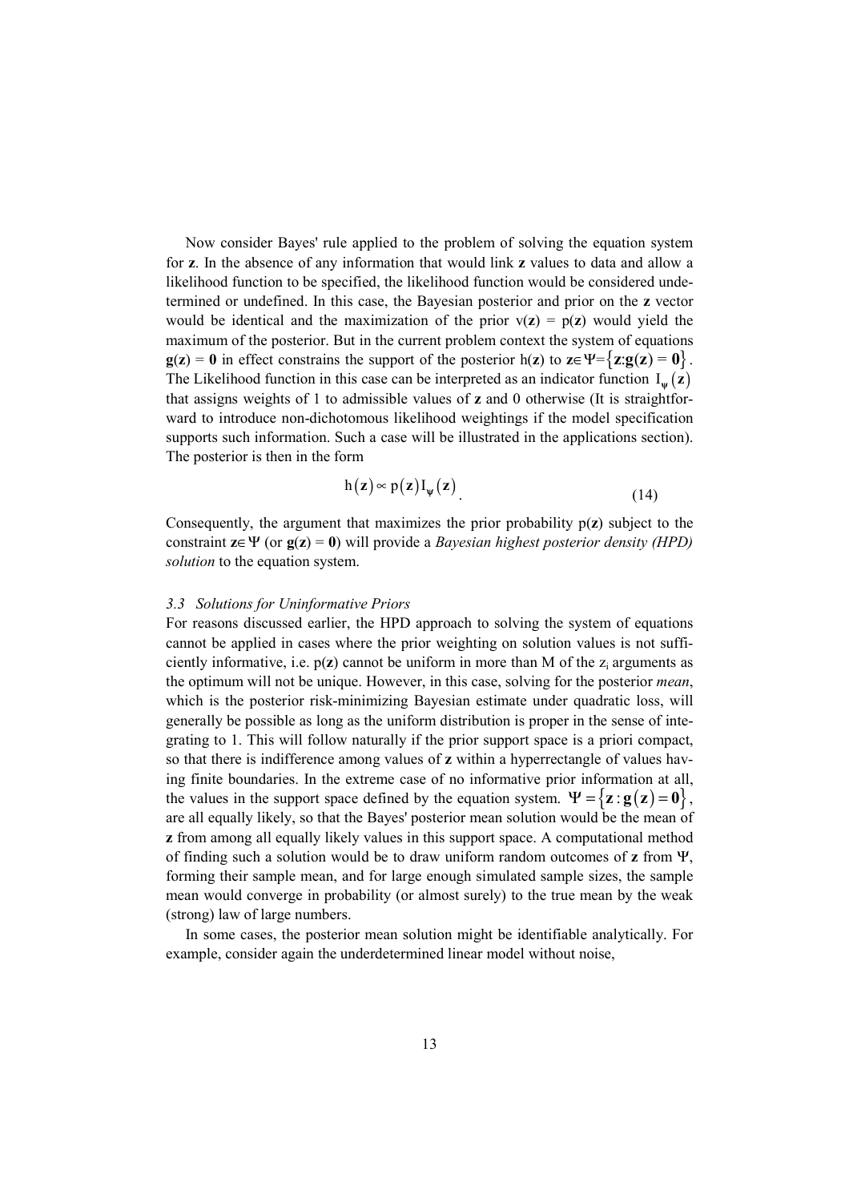Now consider Bayes' rule applied to the problem of solving the equation system for **z**. In the absence of any information that would link **z** values to data and allow a likelihood function to be specified, the likelihood function would be considered undetermined or undefined. In this case, the Bayesian posterior and prior on the **z** vector would be identical and the maximization of the prior $v(\mathbf{z}) = p(\mathbf{z})$ would yield the maximum of the posterior. But in the current problem context the system of equations $\mathbf{g}(\mathbf{z}) = \mathbf{0}$ in effect constrains the support of the posterior $h(\mathbf{z})$ to $\mathbf{z} \in \Psi = \{\mathbf{z}: \mathbf{g}(\mathbf{z}) = \mathbf{0}\}$. The Likelihood function in this case can be interpreted as an indicator function $I_{\Psi}(\mathbf{z})$ that assigns weights of 1 to admissible values of **z** and 0 otherwise (It is straightforward to introduce non-dichotomous likelihood weightings if the model specification supports such information. Such a case will be illustrated in the applications section). The posterior is then in the form

$$h(\mathbf{z}) \propto p(\mathbf{z}) I_{\Psi}(\mathbf{z}). \tag{14}$$

Consequently, the argument that maximizes the prior probability $p(\mathbf{z})$ subject to the constraint $\mathbf{z} \in \Psi$ (or $\mathbf{g}(\mathbf{z}) = \mathbf{0}$) will provide a *Bayesian highest posterior density (HPD) solution* to the equation system.

### *3.3 Solutions for Uninformative Priors*

For reasons discussed earlier, the HPD approach to solving the system of equations cannot be applied in cases where the prior weighting on solution values is not sufficiently informative, i.e. $p(\mathbf{z})$ cannot be uniform in more than M of the $z_i$ arguments as the optimum will not be unique. However, in this case, solving for the posterior *mean*, which is the posterior risk-minimizing Bayesian estimate under quadratic loss, will generally be possible as long as the uniform distribution is proper in the sense of integrating to 1. This will follow naturally if the prior support space is a priori compact, so that there is indifference among values of **z** within a hyperrectangle of values having finite boundaries. In the extreme case of no informative prior information at all, the values in the support space defined by the equation system. $\Psi = \{\mathbf{z} : \mathbf{g}(\mathbf{z}) = \mathbf{0}\}$, are all equally likely, so that the Bayes' posterior mean solution would be the mean of **z** from among all equally likely values in this support space. A computational method of finding such a solution would be to draw uniform random outcomes of **z** from $\Psi$, forming their sample mean, and for large enough simulated sample sizes, the sample mean would converge in probability (or almost surely) to the true mean by the weak (strong) law of large numbers.

In some cases, the posterior mean solution might be identifiable analytically. For example, consider again the underdetermined linear model without noise,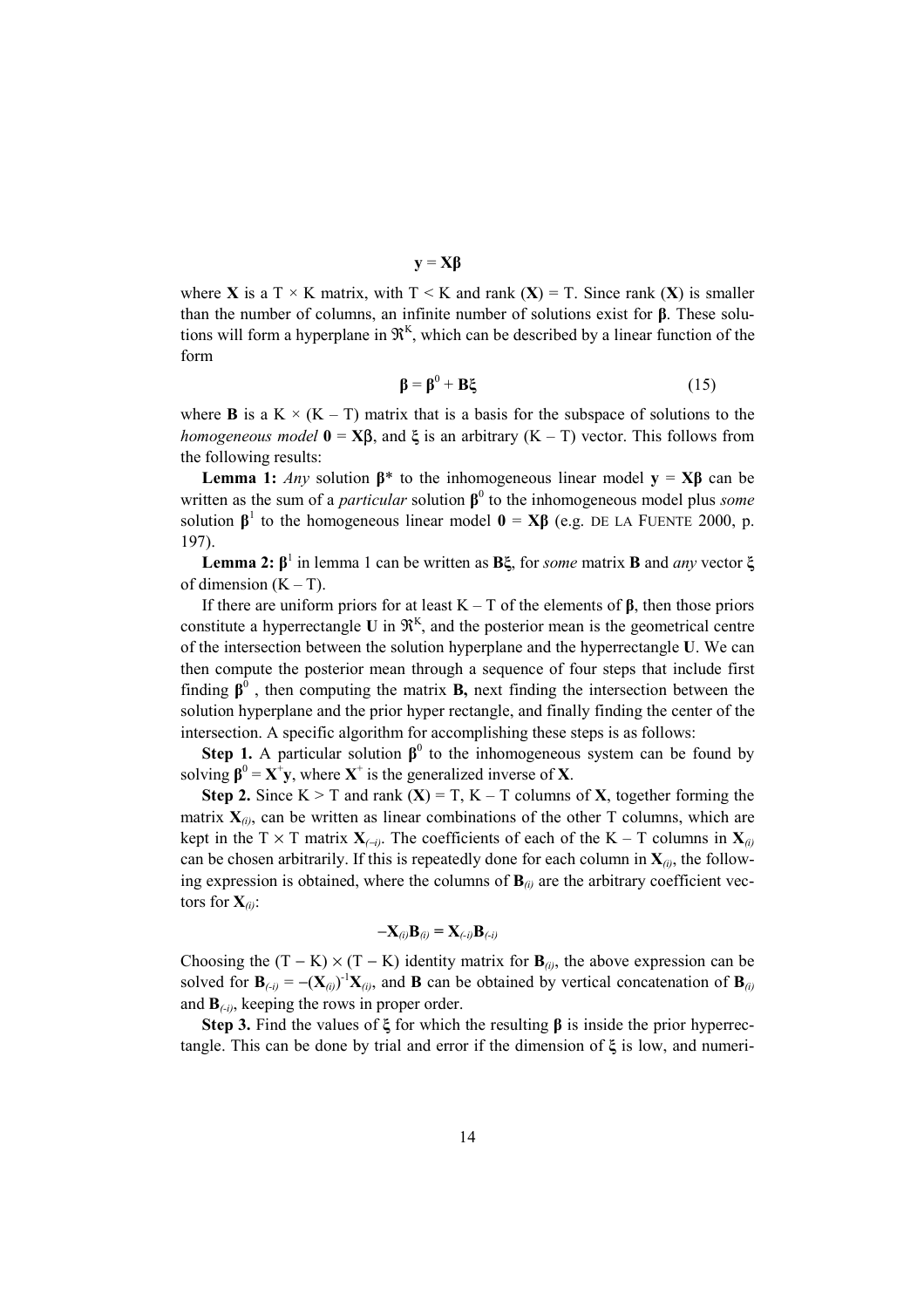$$\mathbf{y} = \mathbf{X\beta}$$

where $\mathbf{X}$ is a T × K matrix, with T < K and rank ($\mathbf{X}$) = T. Since rank ($\mathbf{X}$) is smaller than the number of columns, an infinite number of solutions exist for $\boldsymbol{\beta}$. These solutions will form a hyperplane in $\Re^K$, which can be described by a linear function of the form

$$\boldsymbol{\beta} = \boldsymbol{\beta}^0 + \mathbf{B\xi} \tag{15}$$

where $\mathbf{B}$ is a K × (K – T) matrix that is a basis for the subspace of solutions to the *homogeneous model* $\mathbf{0} = \mathbf{X\beta}$, and $\boldsymbol{\xi}$ is an arbitrary (K – T) vector. This follows from the following results:

**Lemma 1:** *Any* solution $\boldsymbol{\beta}^*$ to the inhomogeneous linear model $\mathbf{y} = \mathbf{X\beta}$ can be written as the sum of a *particular* solution $\boldsymbol{\beta}^0$ to the inhomogeneous model plus *some* solution $\boldsymbol{\beta}^1$ to the homogeneous linear model $\mathbf{0} = \mathbf{X\beta}$ (e.g. DE LA FUENTE 2000, p. 197).

**Lemma 2:** $\boldsymbol{\beta}^1$ in lemma 1 can be written as $\mathbf{B\xi}$, for *some* matrix $\mathbf{B}$ and *any* vector $\boldsymbol{\xi}$ of dimension (K – T).

If there are uniform priors for at least K – T of the elements of $\boldsymbol{\beta}$, then those priors constitute a hyperrectangle $\mathbf{U}$ in $\Re^K$, and the posterior mean is the geometrical centre of the intersection between the solution hyperplane and the hyperrectangle $\mathbf{U}$. We can then compute the posterior mean through a sequence of four steps that include first finding $\boldsymbol{\beta}^0$, then computing the matrix $\mathbf{B}$, next finding the intersection between the solution hyperplane and the prior hyper rectangle, and finally finding the center of the intersection. A specific algorithm for accomplishing these steps is as follows:

**Step 1.** A particular solution $\boldsymbol{\beta}^0$ to the inhomogeneous system can be found by solving $\boldsymbol{\beta}^0 = \mathbf{X}^+\mathbf{y}$, where $\mathbf{X}^+$ is the generalized inverse of $\mathbf{X}$.

**Step 2.** Since K > T and rank ($\mathbf{X}$) = T, K – T columns of $\mathbf{X}$, together forming the matrix $\mathbf{X}_{(i)}$, can be written as linear combinations of the other T columns, which are kept in the T × T matrix $\mathbf{X}_{(-i)}$. The coefficients of each of the K – T columns in $\mathbf{X}_{(i)}$ can be chosen arbitrarily. If this is repeatedly done for each column in $\mathbf{X}_{(i)}$, the following expression is obtained, where the columns of $\mathbf{B}_{(i)}$ are the arbitrary coefficient vectors for $\mathbf{X}_{(i)}$:

$$-\mathbf{X}_{(i)}\mathbf{B}_{(i)} = \mathbf{X}_{(-i)}\mathbf{B}_{(-i)}$$

Choosing the (T − K) × (T − K) identity matrix for $\mathbf{B}_{(i)}$, the above expression can be solved for $\mathbf{B}_{(-i)} = -(\mathbf{X}_{(i)})^{-1}\mathbf{X}_{(i)}$, and $\mathbf{B}$ can be obtained by vertical concatenation of $\mathbf{B}_{(i)}$ and $\mathbf{B}_{(-i)}$, keeping the rows in proper order.

**Step 3.** Find the values of $\boldsymbol{\xi}$ for which the resulting $\boldsymbol{\beta}$ is inside the prior hyperrectangle. This can be done by trial and error if the dimension of $\boldsymbol{\xi}$ is low, and numeri-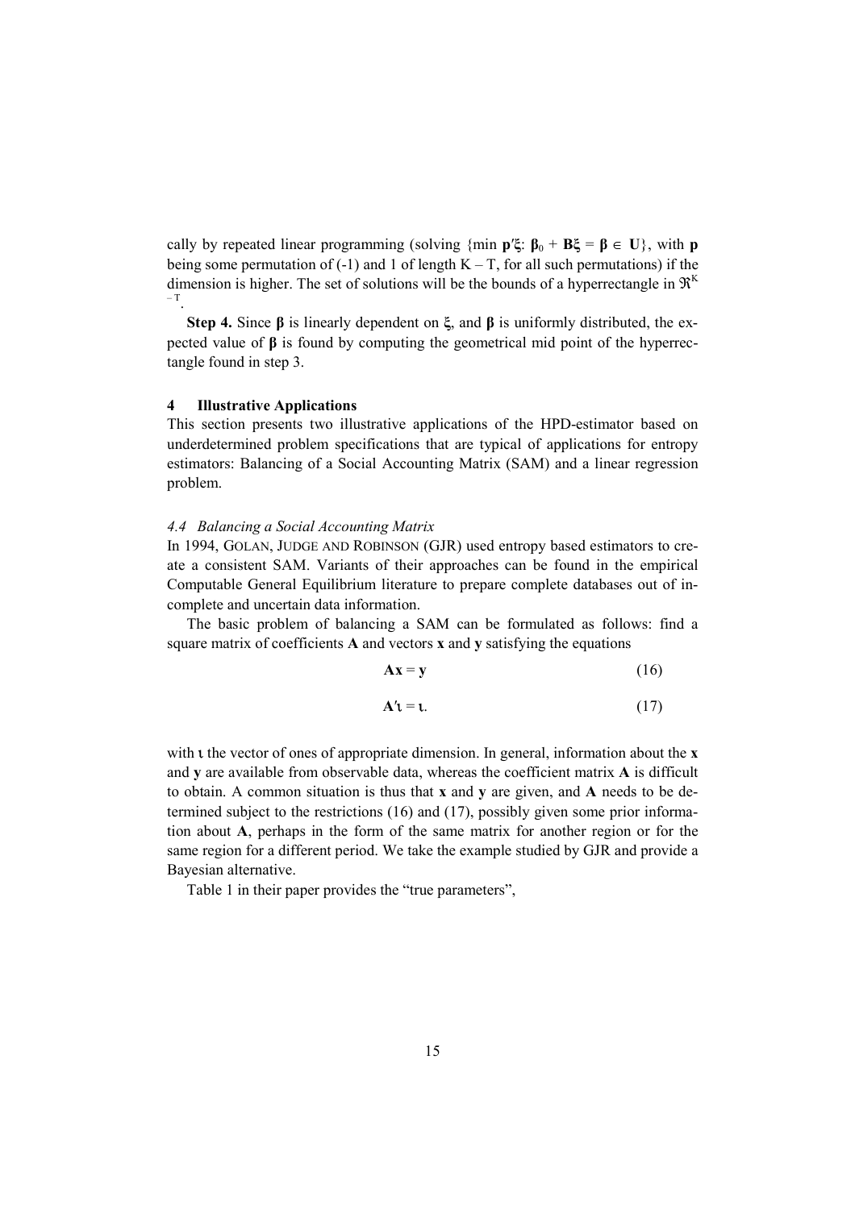cally by repeated linear programming (solving $\{\min \mathbf{p}'\boldsymbol{\xi}\colon \boldsymbol{\beta}_0 + \mathbf{B}\boldsymbol{\xi} = \boldsymbol{\beta} \in \mathbf{U}\}$, with $\mathbf{p}$ being some permutation of (-1) and 1 of length $K - T$, for all such permutations) if the dimension is higher. The set of solutions will be the bounds of a hyperrectangle in $\Re^{K-T}$.

**Step 4.** Since $\boldsymbol{\beta}$ is linearly dependent on $\boldsymbol{\xi}$, and $\boldsymbol{\beta}$ is uniformly distributed, the expected value of $\boldsymbol{\beta}$ is found by computing the geometrical mid point of the hyperrectangle found in step 3.

## 4 Illustrative Applications

This section presents two illustrative applications of the HPD-estimator based on underdetermined problem specifications that are typical of applications for entropy estimators: Balancing of a Social Accounting Matrix (SAM) and a linear regression problem.

### *4.4 Balancing a Social Accounting Matrix*

In 1994, GOLAN, JUDGE AND ROBINSON (GJR) used entropy based estimators to create a consistent SAM. Variants of their approaches can be found in the empirical Computable General Equilibrium literature to prepare complete databases out of incomplete and uncertain data information.

The basic problem of balancing a SAM can be formulated as follows: find a square matrix of coefficients $\mathbf{A}$ and vectors $\mathbf{x}$ and $\mathbf{y}$ satisfying the equations

$$\mathbf{A}\mathbf{x} = \mathbf{y} \tag{16}$$

$$\mathbf{A}'\boldsymbol{\iota} = \boldsymbol{\iota}. \tag{17}$$

with $\boldsymbol{\iota}$ the vector of ones of appropriate dimension. In general, information about the $\mathbf{x}$ and $\mathbf{y}$ are available from observable data, whereas the coefficient matrix $\mathbf{A}$ is difficult to obtain. A common situation is thus that $\mathbf{x}$ and $\mathbf{y}$ are given, and $\mathbf{A}$ needs to be determined subject to the restrictions (16) and (17), possibly given some prior information about $\mathbf{A}$, perhaps in the form of the same matrix for another region or for the same region for a different period. We take the example studied by GJR and provide a Bayesian alternative.

Table 1 in their paper provides the "true parameters",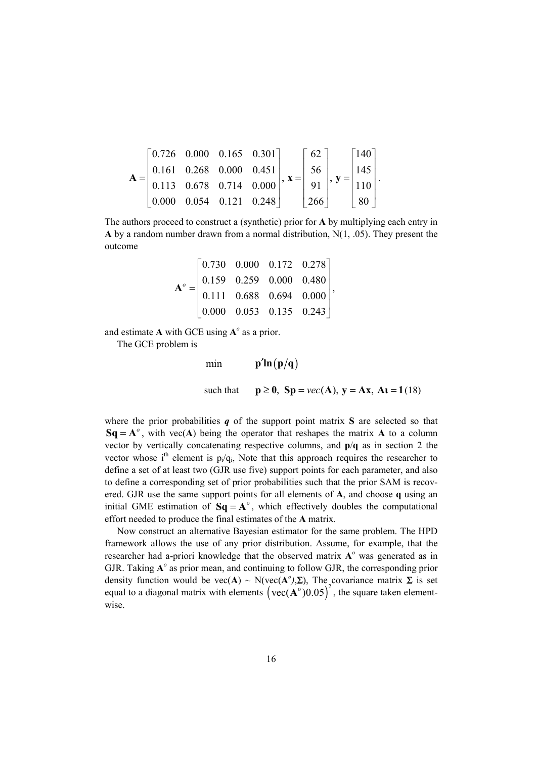$$\mathbf{A} = \begin{bmatrix} 0.726 & 0.000 & 0.165 & 0.301 \\ 0.161 & 0.268 & 0.000 & 0.451 \\ 0.113 & 0.678 & 0.714 & 0.000 \\ 0.000 & 0.054 & 0.121 & 0.248 \end{bmatrix},\ \mathbf{x} = \begin{bmatrix} 62 \\ 56 \\ 91 \\ 266 \end{bmatrix},\ \mathbf{y} = \begin{bmatrix} 140 \\ 145 \\ 110 \\ 80 \end{bmatrix}.$$

The authors proceed to construct a (synthetic) prior for **A** by multiplying each entry in **A** by a random number drawn from a normal distribution, N(1, .05). They present the outcome

$$\mathbf{A}^o = \begin{bmatrix} 0.730 & 0.000 & 0.172 & 0.278 \\ 0.159 & 0.259 & 0.000 & 0.480 \\ 0.111 & 0.688 & 0.694 & 0.000 \\ 0.000 & 0.053 & 0.135 & 0.243 \end{bmatrix},$$

and estimate **A** with GCE using $\mathbf{A}^o$ as a prior.

The GCE problem is

$$\min \quad \mathbf{p}'\mathbf{ln}(\mathbf{p}/\mathbf{q})$$

$$\text{such that} \quad \mathbf{p} \geq \mathbf{0},\ \mathbf{Sp} = vec(\mathbf{A}),\ \mathbf{y} = \mathbf{Ax},\ \mathbf{A\iota} = \mathbf{1} \tag{18}$$

where the prior probabilities $\boldsymbol{q}$ of the support point matrix **S** are selected so that $\mathbf{Sq} = \mathbf{A}^o$, with vec(**A**) being the operator that reshapes the matrix **A** to a column vector by vertically concatenating respective columns, and **p**/**q** as in section 2 the vector whose i[th] element is $p_i/q_i$, Note that this approach requires the researcher to define a set of at least two (GJR use five) support points for each parameter, and also to define a corresponding set of prior probabilities such that the prior SAM is recovered. GJR use the same support points for all elements of **A**, and choose **q** using an initial GME estimation of $\mathbf{Sq} = \mathbf{A}^o$, which effectively doubles the computational effort needed to produce the final estimates of the **A** matrix.

Now construct an alternative Bayesian estimator for the same problem. The HPD framework allows the use of any prior distribution. Assume, for example, that the researcher had a-priori knowledge that the observed matrix $\mathbf{A}^o$ was generated as in GJR. Taking $\mathbf{A}^o$ as prior mean, and continuing to follow GJR, the corresponding prior density function would be vec(**A**) ~ N(vec($\mathbf{A}^o$),**Σ**), The covariance matrix **Σ** is set equal to a diagonal matrix with elements $\left(\text{vec}(\mathbf{A}^o)0.05\right)^2$, the square taken element-wise.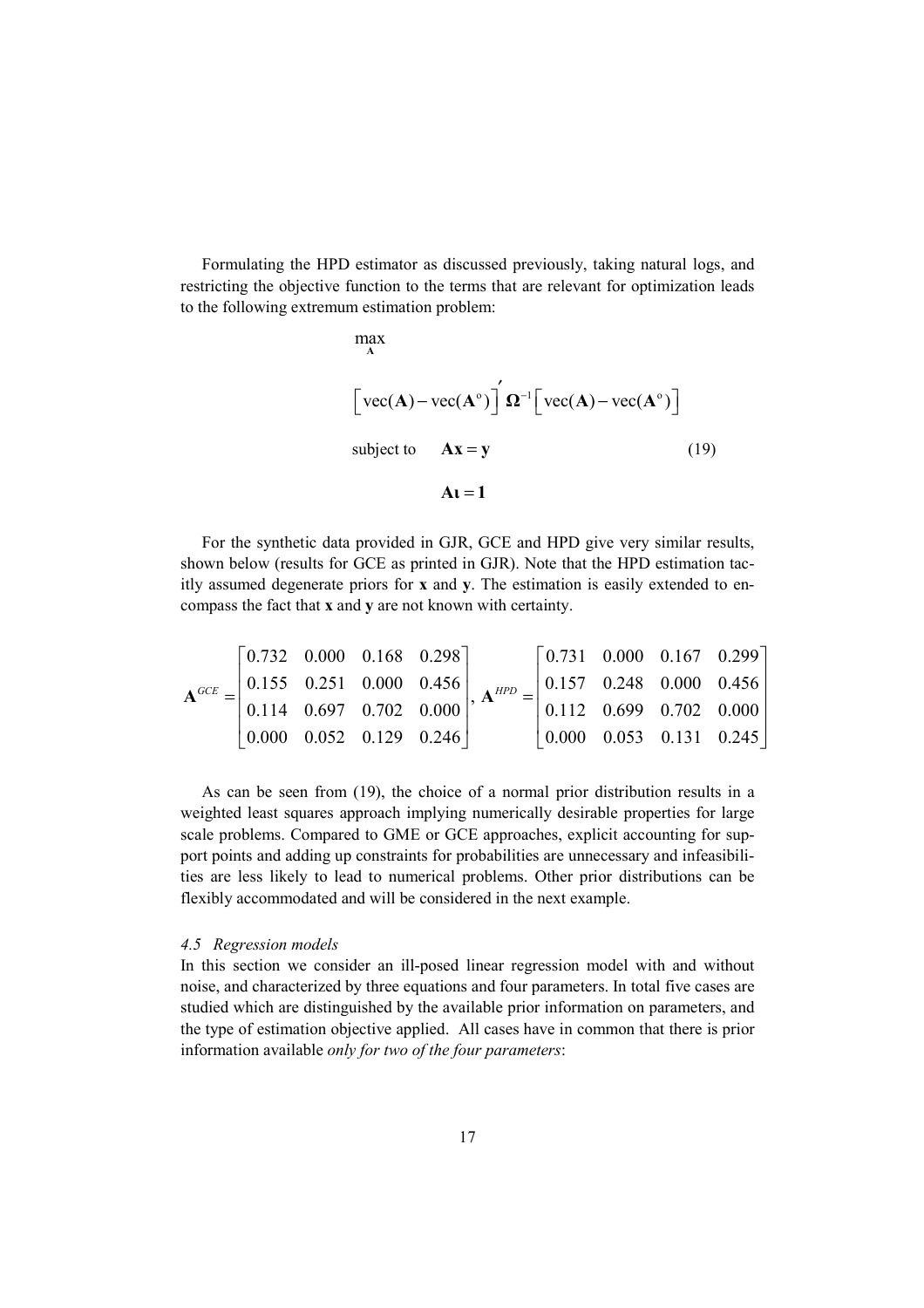Formulating the HPD estimator as discussed previously, taking natural logs, and restricting the objective function to the terms that are relevant for optimization leads to the following extremum estimation problem:

$$
\begin{aligned}
&\max_{\mathbf{A}} \\
&\left[\operatorname{vec}(\mathbf{A}) - \operatorname{vec}(\mathbf{A}^{\mathrm{o}})\right]' \boldsymbol{\Omega}^{-1} \left[\operatorname{vec}(\mathbf{A}) - \operatorname{vec}(\mathbf{A}^{\mathrm{o}})\right] \\
&\text{subject to} \quad \mathbf{A}\mathbf{x} = \mathbf{y} \qquad\qquad (19) \\
&\qquad\qquad\quad \mathbf{A}\boldsymbol{\iota} = \mathbf{1}
\end{aligned}
$$

For the synthetic data provided in GJR, GCE and HPD give very similar results, shown below (results for GCE as printed in GJR). Note that the HPD estimation tacitly assumed degenerate priors for **x** and **y**. The estimation is easily extended to encompass the fact that **x** and **y** are not known with certainty.

$$
\mathbf{A}^{GCE} = \begin{bmatrix} 0.732 & 0.000 & 0.168 & 0.298 \\ 0.155 & 0.251 & 0.000 & 0.456 \\ 0.114 & 0.697 & 0.702 & 0.000 \\ 0.000 & 0.052 & 0.129 & 0.246 \end{bmatrix}, \quad \mathbf{A}^{HPD} = \begin{bmatrix} 0.731 & 0.000 & 0.167 & 0.299 \\ 0.157 & 0.248 & 0.000 & 0.456 \\ 0.112 & 0.699 & 0.702 & 0.000 \\ 0.000 & 0.053 & 0.131 & 0.245 \end{bmatrix}
$$

As can be seen from (19), the choice of a normal prior distribution results in a weighted least squares approach implying numerically desirable properties for large scale problems. Compared to GME or GCE approaches, explicit accounting for support points and adding up constraints for probabilities are unnecessary and infeasibilities are less likely to lead to numerical problems. Other prior distributions can be flexibly accommodated and will be considered in the next example.

### *4.5 Regression models*

In this section we consider an ill-posed linear regression model with and without noise, and characterized by three equations and four parameters. In total five cases are studied which are distinguished by the available prior information on parameters, and the type of estimation objective applied. All cases have in common that there is prior information available *only for two of the four parameters*: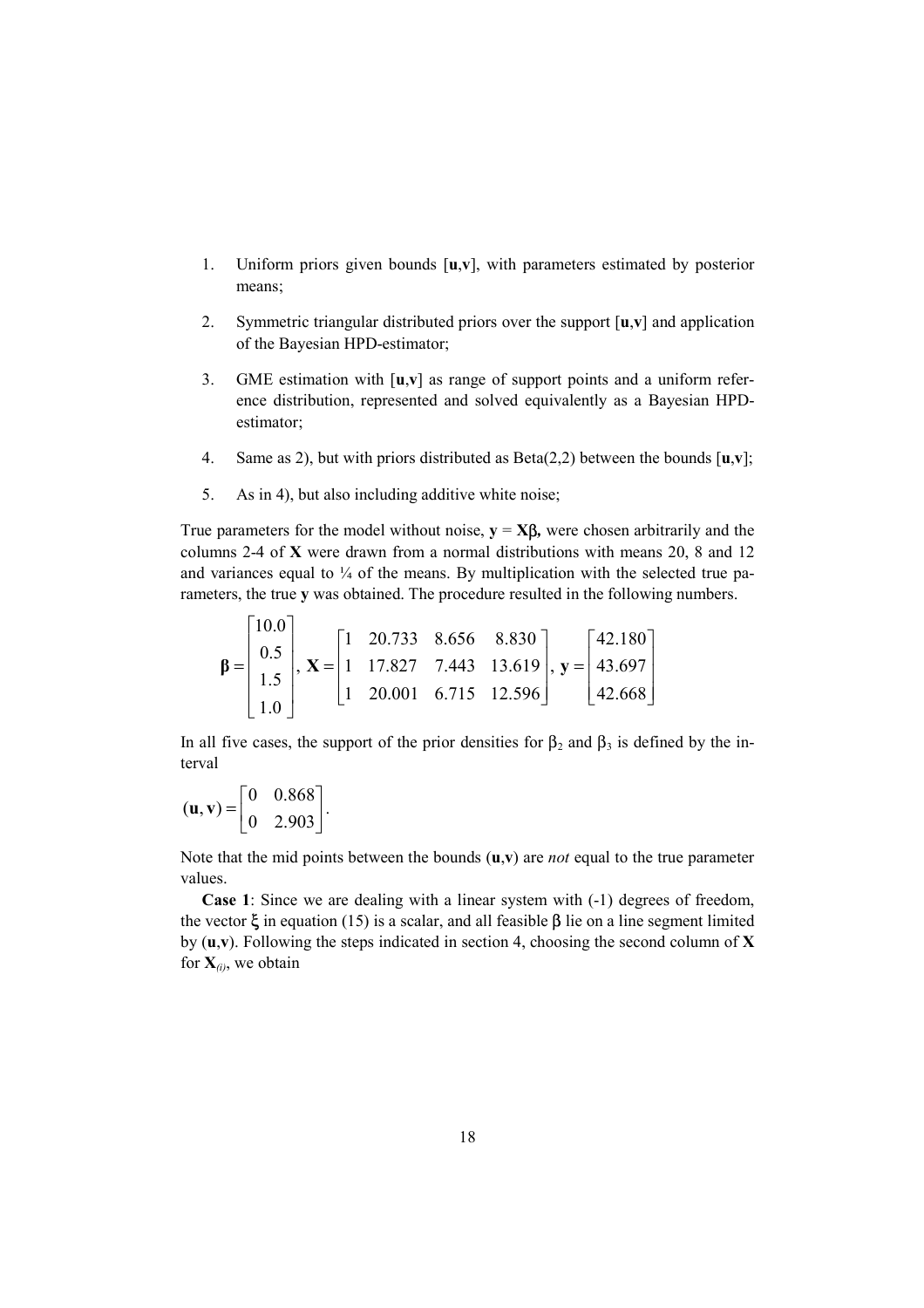1. Uniform priors given bounds [**u**,**v**], with parameters estimated by posterior means;

2. Symmetric triangular distributed priors over the support [**u**,**v**] and application of the Bayesian HPD-estimator;

3. GME estimation with [**u**,**v**] as range of support points and a uniform reference distribution, represented and solved equivalently as a Bayesian HPD-estimator;

4. Same as 2), but with priors distributed as Beta(2,2) between the bounds [**u**,**v**];

5. As in 4), but also including additive white noise;

True parameters for the model without noise, $\mathbf{y} = \mathbf{X}\boldsymbol{\beta}$, were chosen arbitrarily and the columns 2-4 of **X** were drawn from a normal distributions with means 20, 8 and 12 and variances equal to ¼ of the means. By multiplication with the selected true parameters, the true **y** was obtained. The procedure resulted in the following numbers.

$$\boldsymbol{\beta} = \begin{bmatrix} 10.0 \\ 0.5 \\ 1.5 \\ 1.0 \end{bmatrix}, \ \mathbf{X} = \begin{bmatrix} 1 & 20.733 & 8.656 & 8.830 \\ 1 & 17.827 & 7.443 & 13.619 \\ 1 & 20.001 & 6.715 & 12.596 \end{bmatrix}, \ \mathbf{y} = \begin{bmatrix} 42.180 \\ 43.697 \\ 42.668 \end{bmatrix}$$

In all five cases, the support of the prior densities for $\beta_2$ and $\beta_3$ is defined by the interval

$$(\mathbf{u}, \mathbf{v}) = \begin{bmatrix} 0 & 0.868 \\ 0 & 2.903 \end{bmatrix}.$$

Note that the mid points between the bounds $(\mathbf{u},\mathbf{v})$ are *not* equal to the true parameter values.

**Case 1**: Since we are dealing with a linear system with (-1) degrees of freedom, the vector $\xi$ in equation (15) is a scalar, and all feasible $\beta$ lie on a line segment limited by $(\mathbf{u},\mathbf{v})$. Following the steps indicated in section 4, choosing the second column of **X** for $\mathbf{X}_{(i)}$, we obtain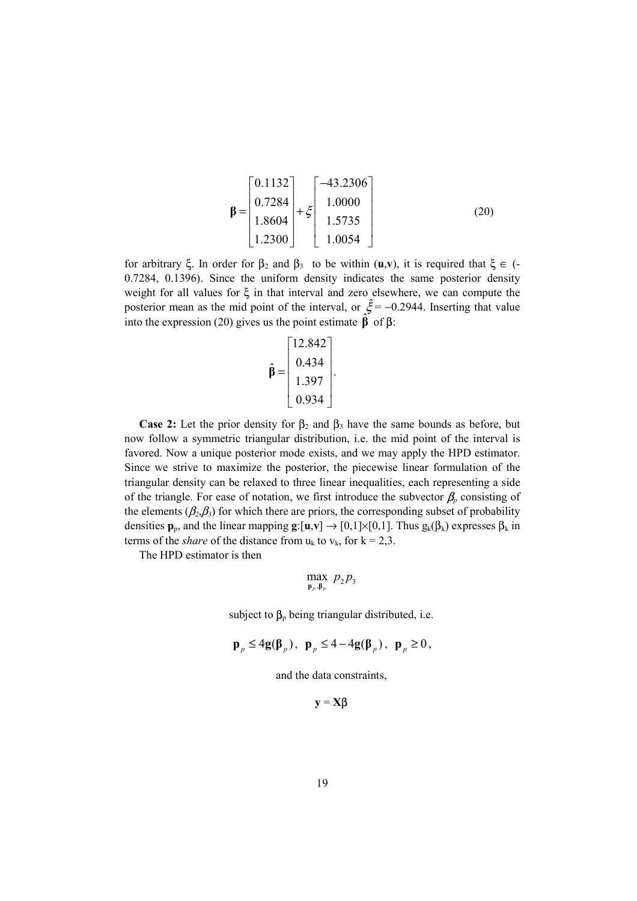$$\boldsymbol{\beta} = \begin{bmatrix} 0.1132 \\ 0.7284 \\ 1.8604 \\ 1.2300 \end{bmatrix} + \xi \begin{bmatrix} -43.2306 \\ 1.0000 \\ 1.5735 \\ 1.0054 \end{bmatrix} \tag{20}$$

for arbitrary $\xi$. In order for $\beta_2$ and $\beta_3$ to be within $(\mathbf{u},\mathbf{v})$, it is required that $\xi \in (-0.7284, 0.1396)$. Since the uniform density indicates the same posterior density weight for all values for $\xi$ in that interval and zero elsewhere, we can compute the posterior mean as the mid point of the interval, or $\hat{\xi} = -0.2944$. Inserting that value into the expression (20) gives us the point estimate $\hat{\boldsymbol{\beta}}$ of $\boldsymbol{\beta}$:

$$\hat{\boldsymbol{\beta}} = \begin{bmatrix} 12.842 \\ 0.434 \\ 1.397 \\ 0.934 \end{bmatrix}.$$

**Case 2:** Let the prior density for $\beta_2$ and $\beta_3$ have the same bounds as before, but now follow a symmetric triangular distribution, i.e. the mid point of the interval is favored. Now a unique posterior mode exists, and we may apply the HPD estimator. Since we strive to maximize the posterior, the piecewise linear formulation of the triangular density can be relaxed to three linear inequalities, each representing a side of the triangle. For ease of notation, we first introduce the subvector $\beta_p$ consisting of the elements $(\beta_2,\beta_3)$ for which there are priors, the corresponding subset of probability densities $\mathbf{p}_p$, and the linear mapping $\mathbf{g}:[\mathbf{u},\mathbf{v}] \rightarrow [0,1]\times[0,1]$. Thus $g_k(\beta_k)$ expresses $\beta_k$ in terms of the *share* of the distance from $u_k$ to $v_k$, for $k = 2,3$.

The HPD estimator is then

$$\max_{\mathbf{p}_p,\boldsymbol{\beta}_p} \; p_2 p_3$$

subject to $\beta_p$ being triangular distributed, i.e.

$$\mathbf{p}_p \leq 4\mathbf{g}(\boldsymbol{\beta}_p), \;\; \mathbf{p}_p \leq 4 - 4\mathbf{g}(\boldsymbol{\beta}_p), \;\; \mathbf{p}_p \geq 0,$$

and the data constraints,

$$\mathbf{y} = \mathbf{X}\boldsymbol{\beta}$$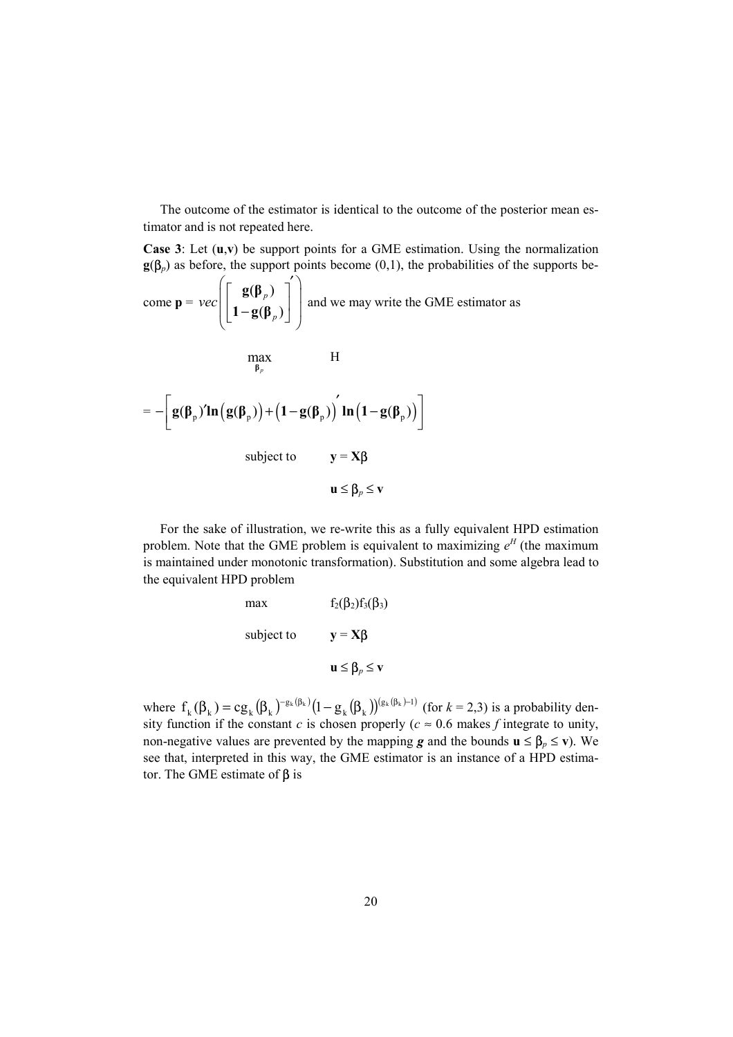The outcome of the estimator is identical to the outcome of the posterior mean estimator and is not repeated here.

**Case 3**: Let (**u**,**v**) be support points for a GME estimation. Using the normalization $\mathbf{g}(\beta_p)$ as before, the support points become (0,1), the probabilities of the supports become $\mathbf{p} = vec\left(\begin{bmatrix} \mathbf{g}(\boldsymbol{\beta}_p) \\ \mathbf{1}-\mathbf{g}(\boldsymbol{\beta}_p) \end{bmatrix}'\right)$ and we may write the GME estimator as

$$\max_{\boldsymbol{\beta}_p} \quad H$$

$$= -\left[\mathbf{g}(\boldsymbol{\beta}_p)'\mathbf{ln}\left(\mathbf{g}(\boldsymbol{\beta}_p)\right) + \left(\mathbf{1}-\mathbf{g}(\boldsymbol{\beta}_p)\right)'\mathbf{ln}\left(\mathbf{1}-\mathbf{g}(\boldsymbol{\beta}_p)\right)\right]$$

$$\text{subject to} \quad \mathbf{y} = \mathbf{X}\beta$$

$$\mathbf{u} \leq \beta_p \leq \mathbf{v}$$

For the sake of illustration, we re-write this as a fully equivalent HPD estimation problem. Note that the GME problem is equivalent to maximizing $e^H$ (the maximum is maintained under monotonic transformation). Substitution and some algebra lead to the equivalent HPD problem

$$\max \quad f_2(\beta_2)f_3(\beta_3)$$

$$\text{subject to} \quad \mathbf{y} = \mathbf{X}\beta$$

$$\mathbf{u} \leq \beta_p \leq \mathbf{v}$$

where $f_k(\beta_k) = c g_k(\beta_k)^{-g_k(\beta_k)}\left(1-g_k(\beta_k)\right)^{(g_k(\beta_k)-1)}$ (for $k$ = 2,3) is a probability density function if the constant $c$ is chosen properly ($c \approx 0.6$ makes $f$ integrate to unity, non-negative values are prevented by the mapping $\boldsymbol{g}$ and the bounds $\mathbf{u} \leq \beta_p \leq \mathbf{v}$). We see that, interpreted in this way, the GME estimator is an instance of a HPD estimator. The GME estimate of $\beta$ is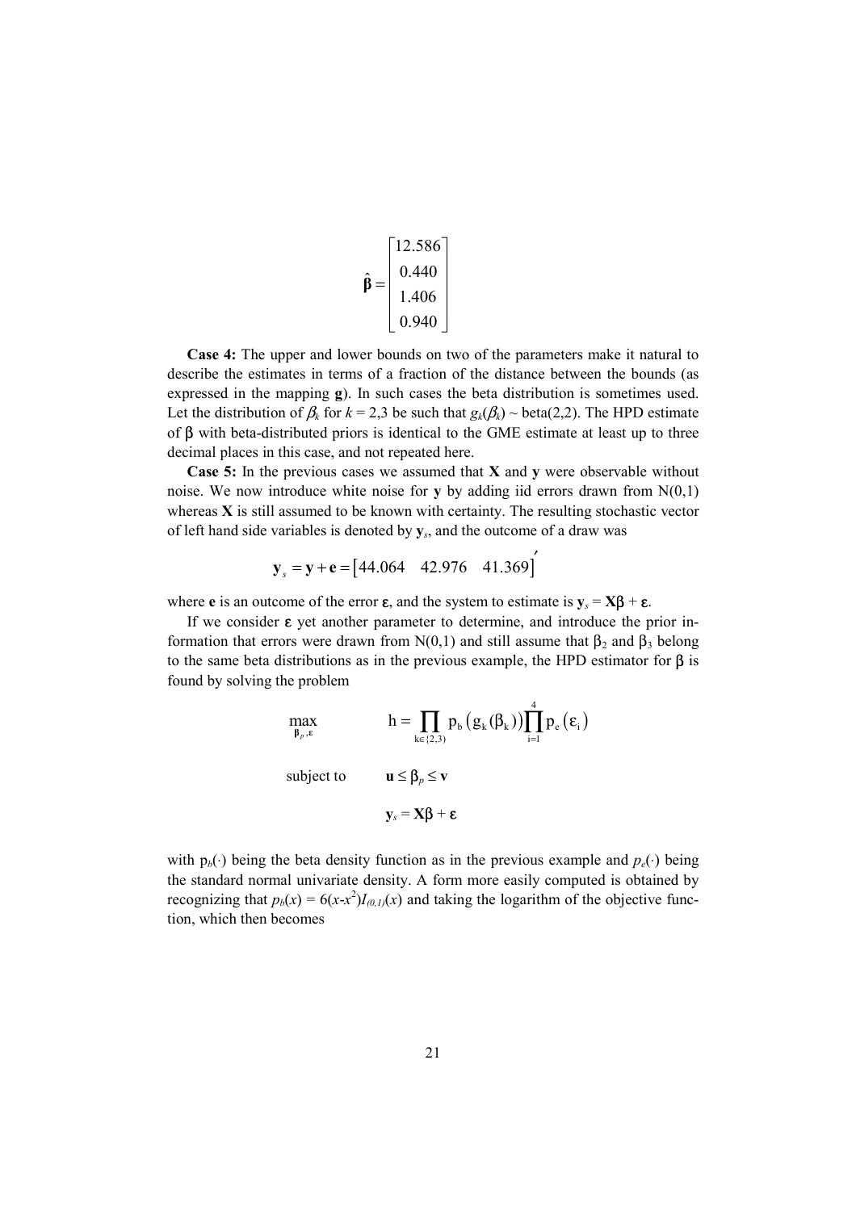$$\hat{\boldsymbol{\beta}} = \begin{bmatrix} 12.586 \\ 0.440 \\ 1.406 \\ 0.940 \end{bmatrix}$$

**Case 4:** The upper and lower bounds on two of the parameters make it natural to describe the estimates in terms of a fraction of the distance between the bounds (as expressed in the mapping **g**). In such cases the beta distribution is sometimes used. Let the distribution of $\beta_k$ for $k$ = 2,3 be such that $g_k(\beta_k)$ ~ beta(2,2). The HPD estimate of $\boldsymbol{\beta}$ with beta-distributed priors is identical to the GME estimate at least up to three decimal places in this case, and not repeated here.

**Case 5:** In the previous cases we assumed that **X** and **y** were observable without noise. We now introduce white noise for **y** by adding iid errors drawn from N(0,1) whereas **X** is still assumed to be known with certainty. The resulting stochastic vector of left hand side variables is denoted by $\mathbf{y}_s$, and the outcome of a draw was

$$\mathbf{y}_s = \mathbf{y} + \mathbf{e} = \begin{bmatrix} 44.064 & 42.976 & 41.369 \end{bmatrix}'$$

where **e** is an outcome of the error $\boldsymbol{\varepsilon}$, and the system to estimate is $\mathbf{y}_s = \mathbf{X}\boldsymbol{\beta} + \boldsymbol{\varepsilon}$.

If we consider $\boldsymbol{\varepsilon}$ yet another parameter to determine, and introduce the prior information that errors were drawn from N(0,1) and still assume that $\beta_2$ and $\beta_3$ belong to the same beta distributions as in the previous example, the HPD estimator for $\boldsymbol{\beta}$ is found by solving the problem

$$\max_{\boldsymbol{\beta}_p, \boldsymbol{\varepsilon}} \qquad h = \prod_{k \in \{2,3\}} p_b\left(g_k(\beta_k)\right) \prod_{i=1}^{4} p_e\left(\varepsilon_i\right)$$

$$\text{subject to} \qquad \mathbf{u} \le \boldsymbol{\beta}_p \le \mathbf{v}$$

$$\mathbf{y}_s = \mathbf{X}\boldsymbol{\beta} + \boldsymbol{\varepsilon}$$

with $p_b(\cdot)$ being the beta density function as in the previous example and $p_e(\cdot)$ being the standard normal univariate density. A form more easily computed is obtained by recognizing that $p_b(x) = 6(x - x^2)I_{(0,1)}(x)$ and taking the logarithm of the objective function, which then becomes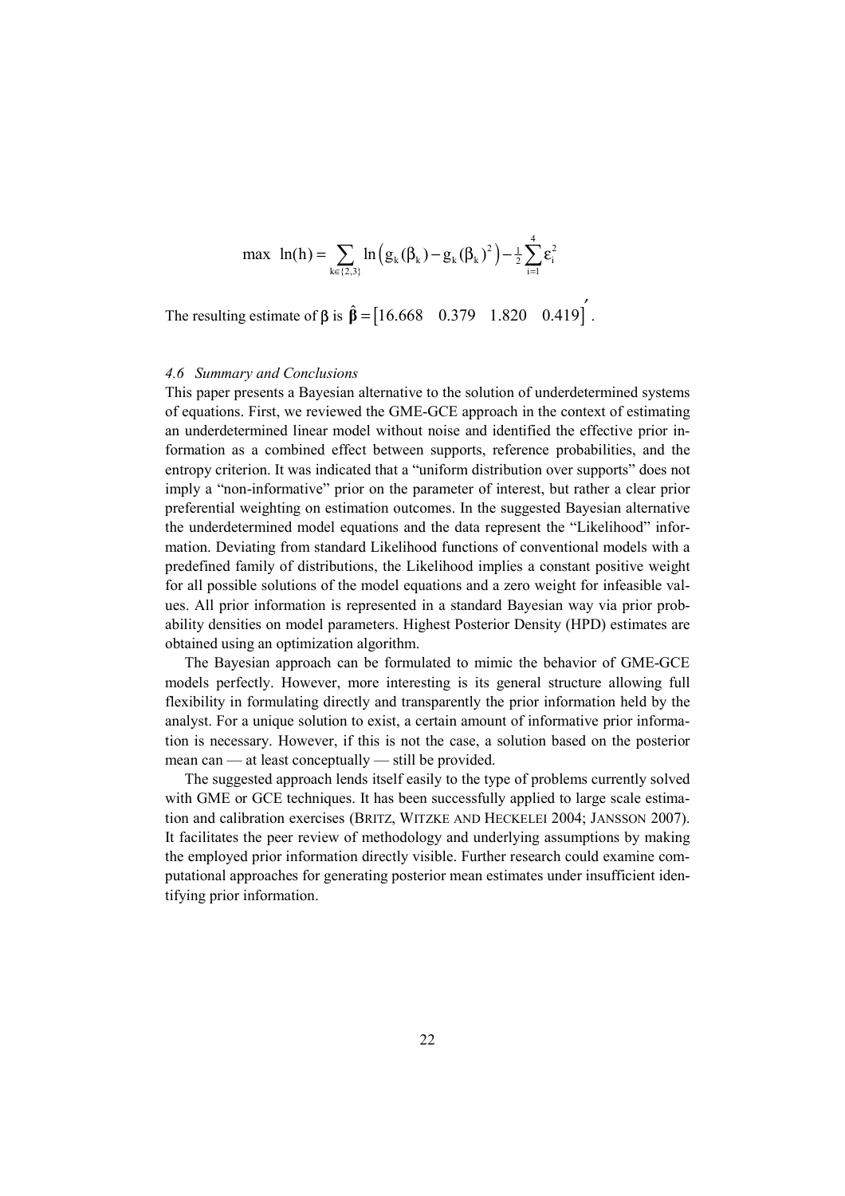$$\max \ \ln(h) = \sum_{k \in \{2,3\}} \ln\left(g_k(\beta_k) - g_k(\beta_k)^2\right) - \tfrac{1}{2}\sum_{i=1}^{4} \varepsilon_i^2$$

The resulting estimate of $\beta$ is $\hat{\boldsymbol{\beta}} = \begin{bmatrix} 16.668 & 0.379 & 1.820 & 0.419 \end{bmatrix}'$.

### *4.6 Summary and Conclusions*

This paper presents a Bayesian alternative to the solution of underdetermined systems of equations. First, we reviewed the GME-GCE approach in the context of estimating an underdetermined linear model without noise and identified the effective prior information as a combined effect between supports, reference probabilities, and the entropy criterion. It was indicated that a "uniform distribution over supports" does not imply a "non-informative" prior on the parameter of interest, but rather a clear prior preferential weighting on estimation outcomes. In the suggested Bayesian alternative the underdetermined model equations and the data represent the "Likelihood" information. Deviating from standard Likelihood functions of conventional models with a predefined family of distributions, the Likelihood implies a constant positive weight for all possible solutions of the model equations and a zero weight for infeasible values. All prior information is represented in a standard Bayesian way via prior probability densities on model parameters. Highest Posterior Density (HPD) estimates are obtained using an optimization algorithm.

The Bayesian approach can be formulated to mimic the behavior of GME-GCE models perfectly. However, more interesting is its general structure allowing full flexibility in formulating directly and transparently the prior information held by the analyst. For a unique solution to exist, a certain amount of informative prior information is necessary. However, if this is not the case, a solution based on the posterior mean can — at least conceptually — still be provided.

The suggested approach lends itself easily to the type of problems currently solved with GME or GCE techniques. It has been successfully applied to large scale estimation and calibration exercises (BRITZ, WITZKE AND HECKELEI 2004; JANSSON 2007). It facilitates the peer review of methodology and underlying assumptions by making the employed prior information directly visible. Further research could examine computational approaches for generating posterior mean estimates under insufficient identifying prior information.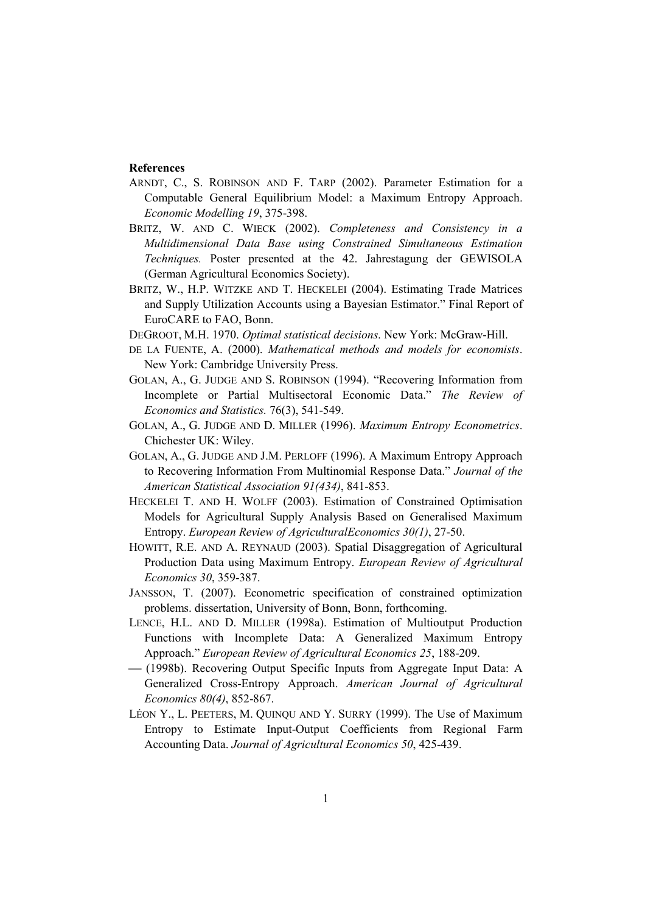**References**

ARNDT, C., S. ROBINSON AND F. TARP (2002). Parameter Estimation for a Computable General Equilibrium Model: a Maximum Entropy Approach. *Economic Modelling 19*, 375-398.

BRITZ, W. AND C. WIECK (2002). *Completeness and Consistency in a Multidimensional Data Base using Constrained Simultaneous Estimation Techniques.* Poster presented at the 42. Jahrestagung der GEWISOLA (German Agricultural Economics Society).

BRITZ, W., H.P. WITZKE AND T. HECKELEI (2004). Estimating Trade Matrices and Supply Utilization Accounts using a Bayesian Estimator." Final Report of EuroCARE to FAO, Bonn.

DEGROOT, M.H. 1970. *Optimal statistical decisions*. New York: McGraw-Hill.

DE LA FUENTE, A. (2000). *Mathematical methods and models for economists*. New York: Cambridge University Press.

GOLAN, A., G. JUDGE AND S. ROBINSON (1994). "Recovering Information from Incomplete or Partial Multisectoral Economic Data." *The Review of Economics and Statistics.* 76(3), 541-549.

GOLAN, A., G. JUDGE AND D. MILLER (1996). *Maximum Entropy Econometrics*. Chichester UK: Wiley.

GOLAN, A., G. JUDGE AND J.M. PERLOFF (1996). A Maximum Entropy Approach to Recovering Information From Multinomial Response Data." *Journal of the American Statistical Association 91(434)*, 841-853.

HECKELEI T. AND H. WOLFF (2003). Estimation of Constrained Optimisation Models for Agricultural Supply Analysis Based on Generalised Maximum Entropy. *European Review of AgriculturalEconomics 30(1)*, 27-50.

HOWITT, R.E. AND A. REYNAUD (2003). Spatial Disaggregation of Agricultural Production Data using Maximum Entropy. *European Review of Agricultural Economics 30*, 359-387.

JANSSON, T. (2007). Econometric specification of constrained optimization problems. dissertation, University of Bonn, Bonn, forthcoming.

LENCE, H.L. AND D. MILLER (1998a). Estimation of Multioutput Production Functions with Incomplete Data: A Generalized Maximum Entropy Approach." *European Review of Agricultural Economics 25*, 188-209.

— (1998b). Recovering Output Specific Inputs from Aggregate Input Data: A Generalized Cross-Entropy Approach. *American Journal of Agricultural Economics 80(4)*, 852-867.

LÉON Y., L. PEETERS, M. QUINQU AND Y. SURRY (1999). The Use of Maximum Entropy to Estimate Input-Output Coefficients from Regional Farm Accounting Data. *Journal of Agricultural Economics 50*, 425-439.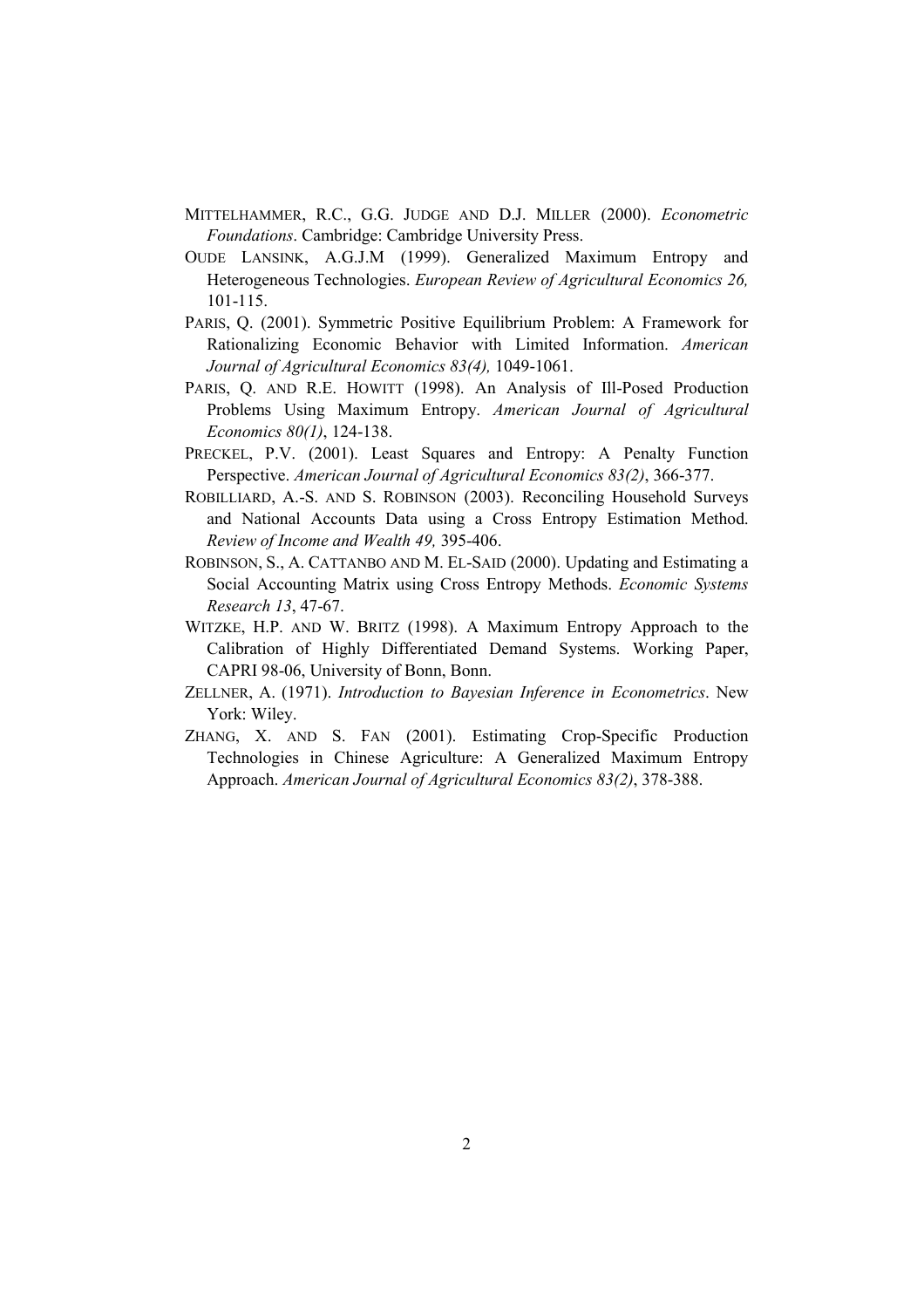MITTELHAMMER, R.C., G.G. JUDGE AND D.J. MILLER (2000). *Econometric Foundations*. Cambridge: Cambridge University Press.

OUDE LANSINK, A.G.J.M (1999). Generalized Maximum Entropy and Heterogeneous Technologies. *European Review of Agricultural Economics 26,* 101-115.

PARIS, Q. (2001). Symmetric Positive Equilibrium Problem: A Framework for Rationalizing Economic Behavior with Limited Information. *American Journal of Agricultural Economics 83(4),* 1049-1061.

PARIS, Q. AND R.E. HOWITT (1998). An Analysis of Ill-Posed Production Problems Using Maximum Entropy. *American Journal of Agricultural Economics 80(1)*, 124-138.

PRECKEL, P.V. (2001). Least Squares and Entropy: A Penalty Function Perspective. *American Journal of Agricultural Economics 83(2)*, 366-377.

ROBILLIARD, A.-S. AND S. ROBINSON (2003). Reconciling Household Surveys and National Accounts Data using a Cross Entropy Estimation Method. *Review of Income and Wealth 49,* 395-406.

ROBINSON, S., A. CATTANBO AND M. EL-SAID (2000). Updating and Estimating a Social Accounting Matrix using Cross Entropy Methods. *Economic Systems Research 13*, 47-67.

WITZKE, H.P. AND W. BRITZ (1998). A Maximum Entropy Approach to the Calibration of Highly Differentiated Demand Systems. Working Paper, CAPRI 98-06, University of Bonn, Bonn.

ZELLNER, A. (1971). *Introduction to Bayesian Inference in Econometrics*. New York: Wiley.

ZHANG, X. AND S. FAN (2001). Estimating Crop-Specific Production Technologies in Chinese Agriculture: A Generalized Maximum Entropy Approach. *American Journal of Agricultural Economics 83(2)*, 378-388.